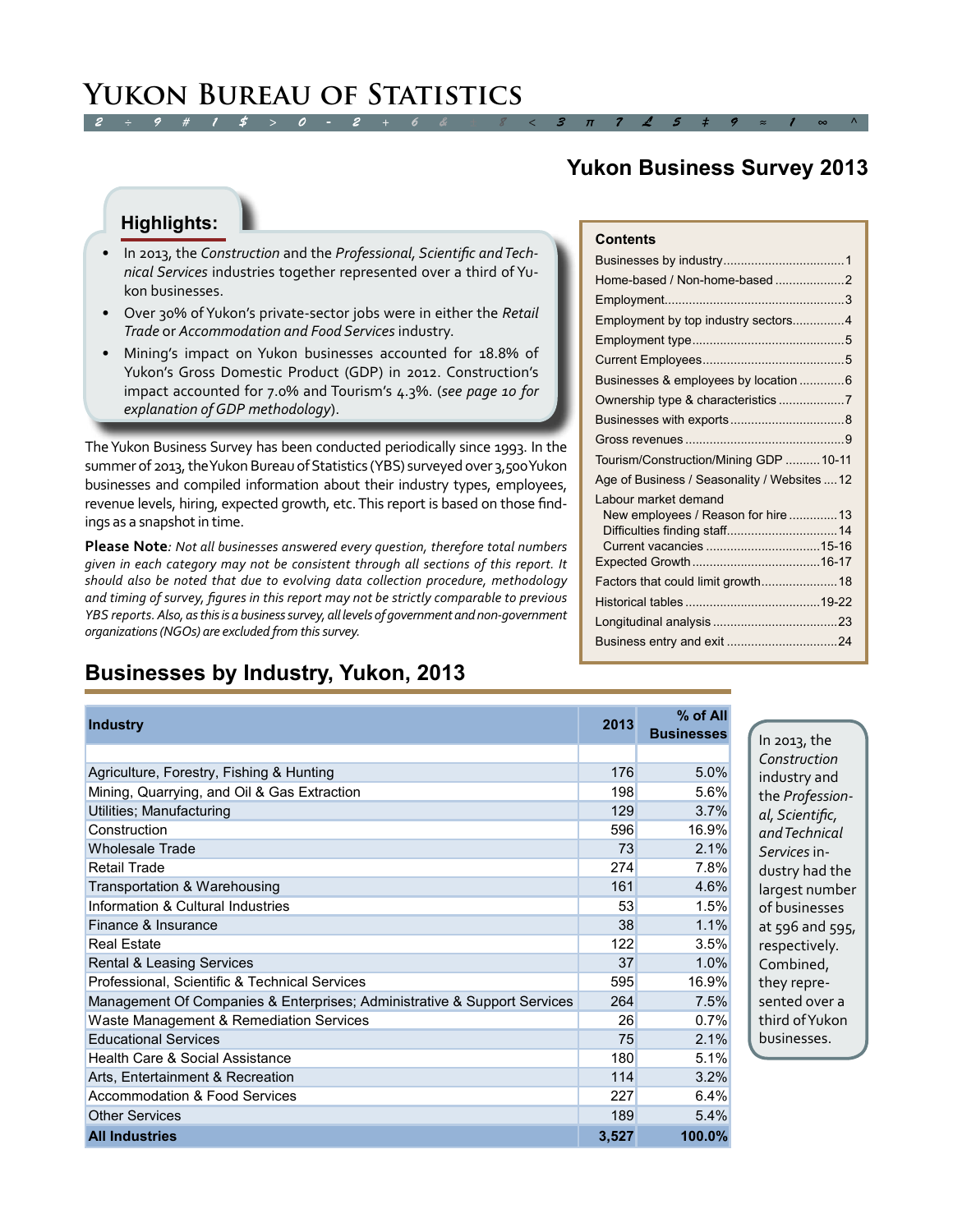# Yukon Bureau of Statistics

## Yukon Business Survey 2013

### Highlights:

- In 2013, the *Construction* and the *Professional, Scientific and Technical Services* industries together represented over a third of Yukon businesses.
- Over 30% of Yukon's private-sector jobs were in either the *Retail Trade* or *Accommodation and Food Services* industry.
- Mining's impact on Yukon businesses accounted for 18.8% of Yukon's Gross Domestic Product (GDP) in 2012. Construction's impact accounted for 7.0% and Tourism's 4.3%. (*see page 10 for explanation of GDP methodology*).

The Yukon Business Survey has been conducted periodically since 1993. In the summer of 2013, the Yukon Bureau of Statistics (YBS) surveyed over 3,500 Yukon businesses and compiled information about their industry types, employees, revenue levels, hiring, expected growth, etc. This report is based on those findings as a snapshot in time.

**Please Note**: *Not all businesses answered every question, therefore total numbers given in each category may not be consistent through all sections of this report. It should also be noted that due to evolving data collection procedure, methodology and timing of survey, figures in this report may not be strictly comparable to previous YBS reports. Also, as this is a business survey, all levels of government and non-government organizations (NGOs) are excluded from this survey.*

**Contents**

- Businesses by industry....1
- Home-based / Non-home-based....2
- Employment....3
- Employment by top industry sectors....4
- Employment type....5
- Current Employees....5
- Businesses & employees by location....6
- Ownership type & characteristics....7
- Businesses with exports....8
- Gross revenues....9
- Tourism/Construction/Mining GDP....10-11
- Age of Business / Seasonality / Websites....12
- Labour market demand
  - New employees / Reason for hire....13
  - Difficulties finding staff....14
  - Current vacancies....15-16
- Expected Growth....16-17
- Factors that could limit growth....18
- Historical tables....19-22
- Longitudinal analysis....23
- Business entry and exit....24

## Businesses by Industry, Yukon, 2013

| Industry | 2013 | % of All Businesses |
|---|---|---|
| Agriculture, Forestry, Fishing & Hunting | 176 | 5.0% |
| Mining, Quarrying, and Oil & Gas Extraction | 198 | 5.6% |
| Utilities; Manufacturing | 129 | 3.7% |
| Construction | 596 | 16.9% |
| Wholesale Trade | 73 | 2.1% |
| Retail Trade | 274 | 7.8% |
| Transportation & Warehousing | 161 | 4.6% |
| Information & Cultural Industries | 53 | 1.5% |
| Finance & Insurance | 38 | 1.1% |
| Real Estate | 122 | 3.5% |
| Rental & Leasing Services | 37 | 1.0% |
| Professional, Scientific & Technical Services | 595 | 16.9% |
| Management Of Companies & Enterprises; Administrative & Support Services | 264 | 7.5% |
| Waste Management & Remediation Services | 26 | 0.7% |
| Educational Services | 75 | 2.1% |
| Health Care & Social Assistance | 180 | 5.1% |
| Arts, Entertainment & Recreation | 114 | 3.2% |
| Accommodation & Food Services | 227 | 6.4% |
| Other Services | 189 | 5.4% |
| **All Industries** | **3,527** | **100.0%** |

In 2013, the *Construction* industry and the *Professional, Scientific, and Technical Services* industry had the largest number of businesses at 596 and 595, respectively. Combined, they represented over a third of Yukon businesses.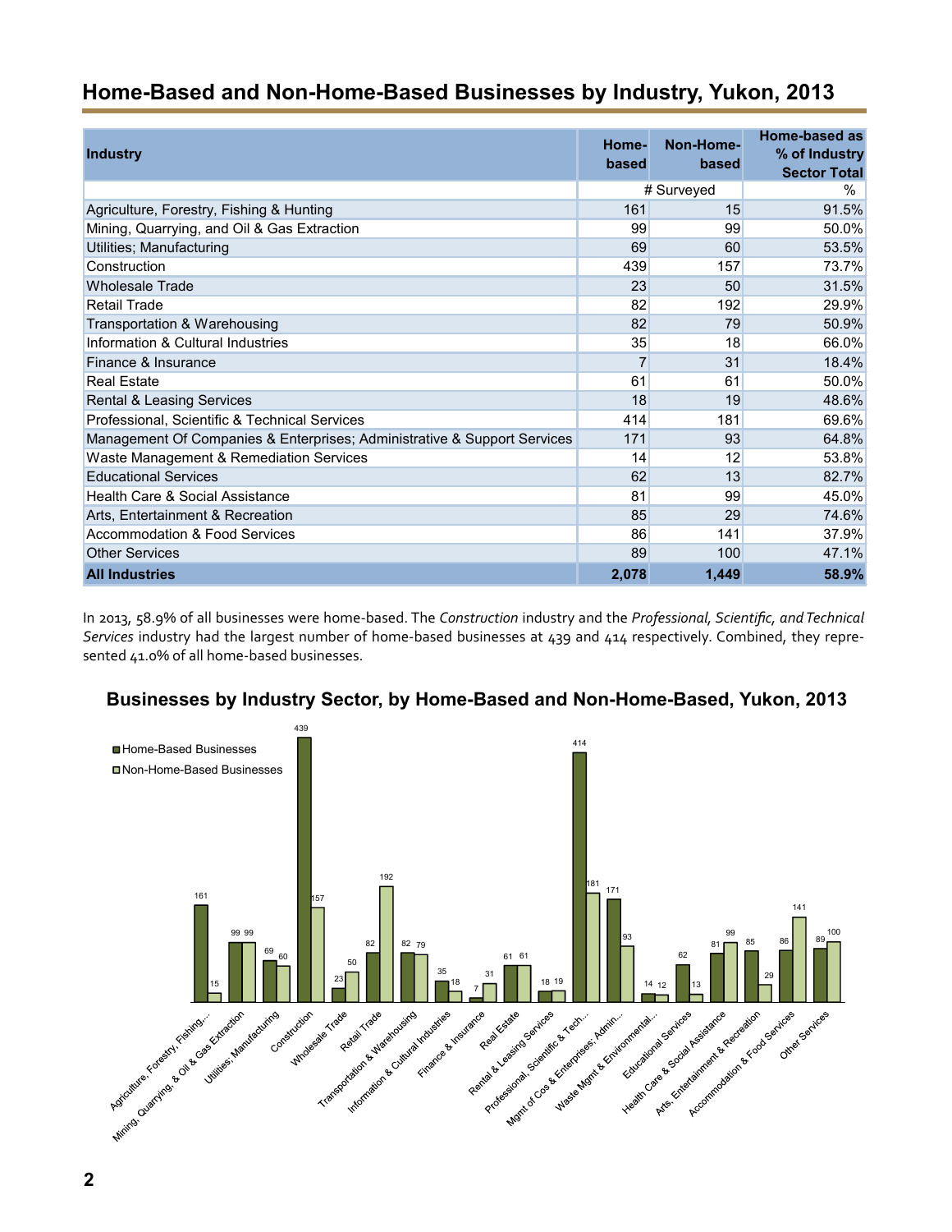## Home-Based and Non-Home-Based Businesses by Industry, Yukon, 2013

| Industry | Home-based | Non-Home-based | Home-based as % of Industry Sector Total |
|---|---|---|---|
| | # Surveyed | | % |
| Agriculture, Forestry, Fishing & Hunting | 161 | 15 | 91.5% |
| Mining, Quarrying, and Oil & Gas Extraction | 99 | 99 | 50.0% |
| Utilities; Manufacturing | 69 | 60 | 53.5% |
| Construction | 439 | 157 | 73.7% |
| Wholesale Trade | 23 | 50 | 31.5% |
| Retail Trade | 82 | 192 | 29.9% |
| Transportation & Warehousing | 82 | 79 | 50.9% |
| Information & Cultural Industries | 35 | 18 | 66.0% |
| Finance & Insurance | 7 | 31 | 18.4% |
| Real Estate | 61 | 61 | 50.0% |
| Rental & Leasing Services | 18 | 19 | 48.6% |
| Professional, Scientific & Technical Services | 414 | 181 | 69.6% |
| Management Of Companies & Enterprises; Administrative & Support Services | 171 | 93 | 64.8% |
| Waste Management & Remediation Services | 14 | 12 | 53.8% |
| Educational Services | 62 | 13 | 82.7% |
| Health Care & Social Assistance | 81 | 99 | 45.0% |
| Arts, Entertainment & Recreation | 85 | 29 | 74.6% |
| Accommodation & Food Services | 86 | 141 | 37.9% |
| Other Services | 89 | 100 | 47.1% |
| **All Industries** | **2,078** | **1,449** | **58.9%** |

In 2013, 58.9% of all businesses were home-based. The *Construction* industry and the *Professional, Scientific, and Technical Services* industry had the largest number of home-based businesses at 439 and 414 respectively. Combined, they represented 41.0% of all home-based businesses.

### Businesses by Industry Sector, by Home-Based and Non-Home-Based, Yukon, 2013

Home-Based Businesses
Non-Home-Based Businesses

161 15 99 99 69 60 439 157 23 50 82 192 82 79 35 18 7 31 61 61 18 19 414 181 171 93 14 12 62 13 81 99 85 29 86 141 89 100

Agriculture, Forestry, Fishing,...
Mining, Quarrying, & Oil & Gas Extraction
Utilities, Manufacturing
Construction
Wholesale Trade
Retail Trade
Transportation & Warehousing
Information & Cultural Industries
Finance & Insurance
Real Estate
Rental & Leasing Services
Professional, Scientific & Tech...
Mgmt of Cos & Enterprises; Admin...
Waste Mgmt & Environmental...
Educational Services
Health Care & Social Assistance
Arts, Entertainment & Recreation
Accommodation & Food Services
Other Services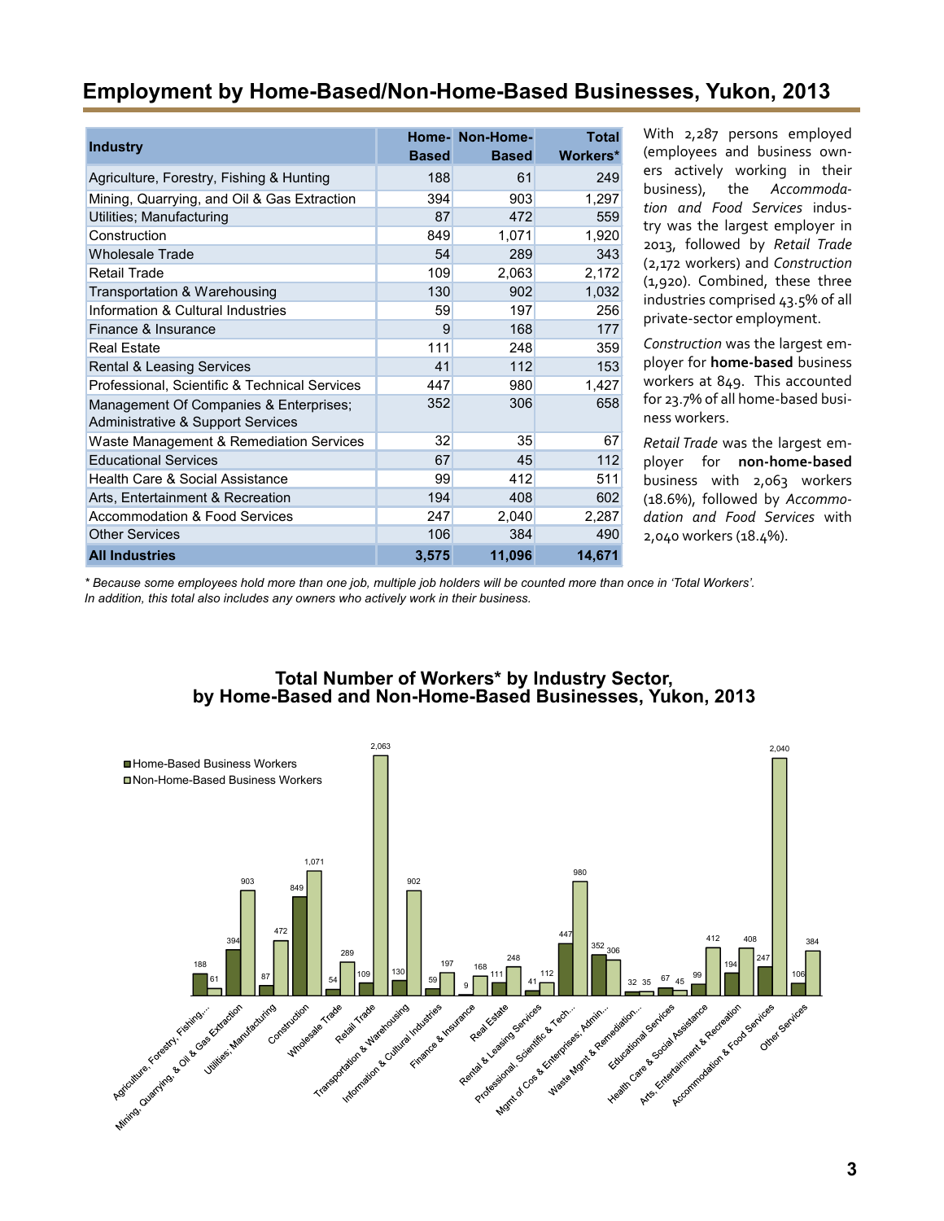## Employment by Home-Based/Non-Home-Based Businesses, Yukon, 2013

| Industry | Home-Based | Non-Home-Based | Total Workers* |
|---|---|---|---|
| Agriculture, Forestry, Fishing & Hunting | 188 | 61 | 249 |
| Mining, Quarrying, and Oil & Gas Extraction | 394 | 903 | 1,297 |
| Utilities; Manufacturing | 87 | 472 | 559 |
| Construction | 849 | 1,071 | 1,920 |
| Wholesale Trade | 54 | 289 | 343 |
| Retail Trade | 109 | 2,063 | 2,172 |
| Transportation & Warehousing | 130 | 902 | 1,032 |
| Information & Cultural Industries | 59 | 197 | 256 |
| Finance & Insurance | 9 | 168 | 177 |
| Real Estate | 111 | 248 | 359 |
| Rental & Leasing Services | 41 | 112 | 153 |
| Professional, Scientific & Technical Services | 447 | 980 | 1,427 |
| Management Of Companies & Enterprises; Administrative & Support Services | 352 | 306 | 658 |
| Waste Management & Remediation Services | 32 | 35 | 67 |
| Educational Services | 67 | 45 | 112 |
| Health Care & Social Assistance | 99 | 412 | 511 |
| Arts, Entertainment & Recreation | 194 | 408 | 602 |
| Accommodation & Food Services | 247 | 2,040 | 2,287 |
| Other Services | 106 | 384 | 490 |
| **All Industries** | **3,575** | **11,096** | **14,671** |

*\* Because some employees hold more than one job, multiple job holders will be counted more than once in 'Total Workers'. In addition, this total also includes any owners who actively work in their business.*

With 2,287 persons employed (employees and business owners actively working in their business), the *Accommodation and Food Services* industry was the largest employer in 2013, followed by *Retail Trade* (2,172 workers) and *Construction* (1,920). Combined, these three industries comprised 43.5% of all private-sector employment.

*Construction* was the largest employer for **home-based** business workers at 849. This accounted for 23.7% of all home-based business workers.

*Retail Trade* was the largest employer for **non-home-based** business with 2,063 workers (18.6%), followed by *Accommodation and Food Services* with 2,040 workers (18.4%).

**Total Number of Workers\* by Industry Sector, by Home-Based and Non-Home-Based Businesses, Yukon, 2013**

Home-Based Business Workers
Non-Home-Based Business Workers

Agriculture, Forestry, Fishing...: 188, 61
Mining, Quarrying, & Oil & Gas Extraction: 394, 903
Utilities; Manufacturing: 87, 472
Construction: 849, 1,071
Wholesale Trade: 54, 289
Retail Trade: 109, 2,063
Transportation & Warehousing: 130, 902
Information & Cultural Industries: 59, 197
Finance & Insurance: 9, 168
Real Estate: 111, 248
Rental & Leasing Services: 41, 112
Professional, Scientific & Tech...: 447, 980
Mgmt of Cos & Enterprises; Admin...: 352, 306
Waste Mgmt & Remediation...: 32, 35
Educational Services: 67, 45
Health Care & Social Assistance: 99, 412
Arts, Entertainment & Recreation: 194, 408
Accommodation & Food Services: 247, 2,040
Other Services: 106, 384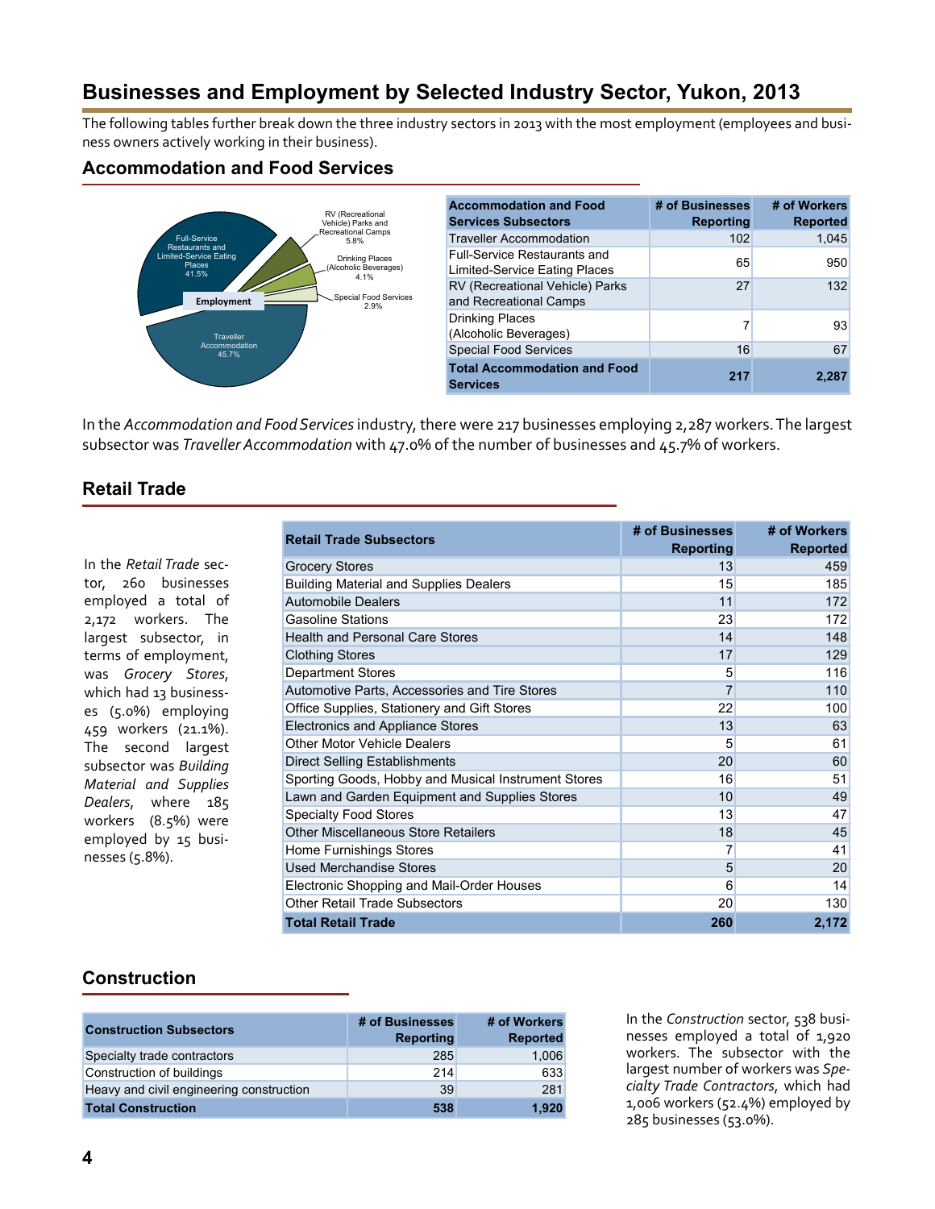## Businesses and Employment by Selected Industry Sector, Yukon, 2013

The following tables further break down the three industry sectors in 2013 with the most employment (employees and business owners actively working in their business).

### Accommodation and Food Services

Employment

Full-Service Restaurants and Limited-Service Eating Places 41.5%

RV (Recreational Vehicle) Parks and Recreational Camps 5.8%

Drinking Places (Alcoholic Beverages) 4.1%

Special Food Services 2.9%

Traveller Accommodation 45.7%

| Accommodation and Food Services Subsectors | # of Businesses Reporting | # of Workers Reported |
|---|---|---|
| Traveller Accommodation | 102 | 1,045 |
| Full-Service Restaurants and Limited-Service Eating Places | 65 | 950 |
| RV (Recreational Vehicle) Parks and Recreational Camps | 27 | 132 |
| Drinking Places (Alcoholic Beverages) | 7 | 93 |
| Special Food Services | 16 | 67 |
| **Total Accommodation and Food Services** | **217** | **2,287** |

In the *Accommodation and Food Services* industry, there were 217 businesses employing 2,287 workers. The largest subsector was *Traveller Accommodation* with 47.0% of the number of businesses and 45.7% of workers.

### Retail Trade

In the *Retail Trade* sector, 260 businesses employed a total of 2,172 workers. The largest subsector, in terms of employment, was *Grocery Stores*, which had 13 businesses (5.0%) employing 459 workers (21.1%). The second largest subsector was *Building Material and Supplies Dealers*, where 185 workers (8.5%) were employed by 15 businesses (5.8%).

| Retail Trade Subsectors | # of Businesses Reporting | # of Workers Reported |
|---|---|---|
| Grocery Stores | 13 | 459 |
| Building Material and Supplies Dealers | 15 | 185 |
| Automobile Dealers | 11 | 172 |
| Gasoline Stations | 23 | 172 |
| Health and Personal Care Stores | 14 | 148 |
| Clothing Stores | 17 | 129 |
| Department Stores | 5 | 116 |
| Automotive Parts, Accessories and Tire Stores | 7 | 110 |
| Office Supplies, Stationery and Gift Stores | 22 | 100 |
| Electronics and Appliance Stores | 13 | 63 |
| Other Motor Vehicle Dealers | 5 | 61 |
| Direct Selling Establishments | 20 | 60 |
| Sporting Goods, Hobby and Musical Instrument Stores | 16 | 51 |
| Lawn and Garden Equipment and Supplies Stores | 10 | 49 |
| Specialty Food Stores | 13 | 47 |
| Other Miscellaneous Store Retailers | 18 | 45 |
| Home Furnishings Stores | 7 | 41 |
| Used Merchandise Stores | 5 | 20 |
| Electronic Shopping and Mail-Order Houses | 6 | 14 |
| Other Retail Trade Subsectors | 20 | 130 |
| **Total Retail Trade** | **260** | **2,172** |

### Construction

| Construction Subsectors | # of Businesses Reporting | # of Workers Reported |
|---|---|---|
| Specialty trade contractors | 285 | 1,006 |
| Construction of buildings | 214 | 633 |
| Heavy and civil engineering construction | 39 | 281 |
| **Total Construction** | **538** | **1,920** |

In the *Construction* sector, 538 businesses employed a total of 1,920 workers. The subsector with the largest number of workers was *Specialty Trade Contractors*, which had 1,006 workers (52.4%) employed by 285 businesses (53.0%).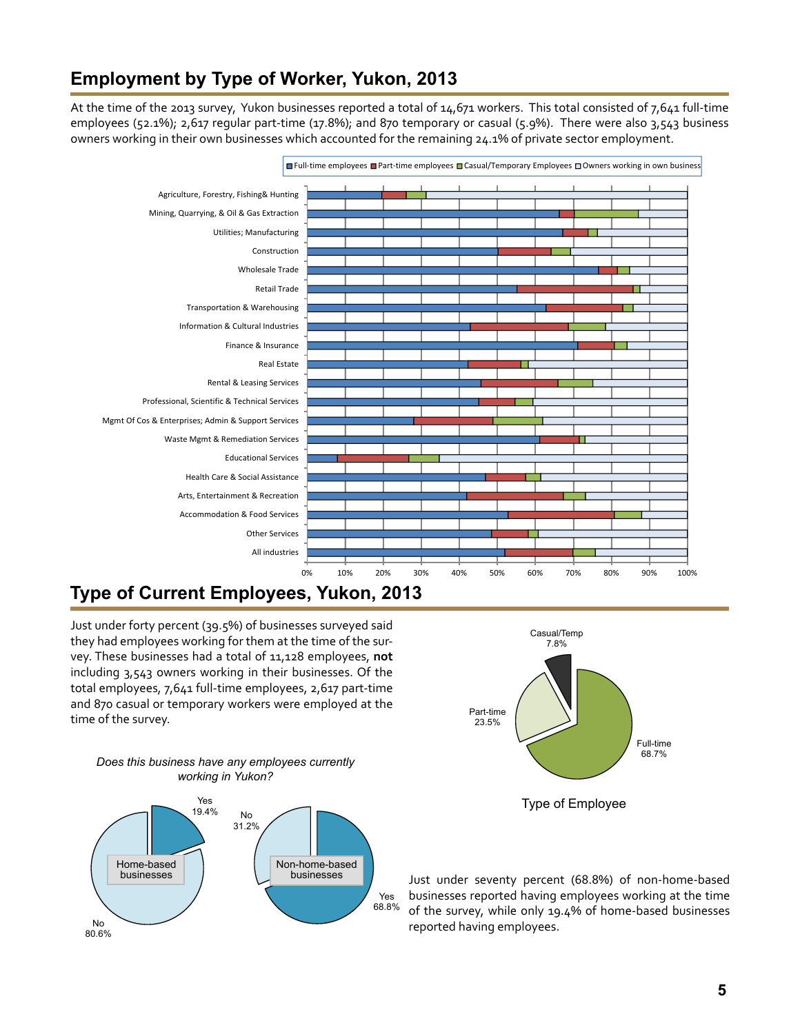## Employment by Type of Worker, Yukon, 2013

At the time of the 2013 survey, Yukon businesses reported a total of 14,671 workers. This total consisted of 7,641 full-time employees (52.1%); 2,617 regular part-time (17.8%); and 870 temporary or casual (5.9%). There were also 3,543 business owners working in their own businesses which accounted for the remaining 24.1% of private sector employment.

Full-time employees
Part-time employees
Casual/Temporary Employees
Owners working in own business

Agriculture, Forestry, Fishing& Hunting
Mining, Quarrying, & Oil & Gas Extraction
Utilities; Manufacturing
Construction
Wholesale Trade
Retail Trade
Transportation & Warehousing
Information & Cultural Industries
Finance & Insurance
Real Estate
Rental & Leasing Services
Professional, Scientific & Technical Services
Mgmt Of Cos & Enterprises; Admin & Support Services
Waste Mgmt & Remediation Services
Educational Services
Health Care & Social Assistance
Arts, Entertainment & Recreation
Accommodation & Food Services
Other Services
All industries

0% 10% 20% 30% 40% 50% 60% 70% 80% 90% 100%

## Type of Current Employees, Yukon, 2013

Just under forty percent (39.5%) of businesses surveyed said they had employees working for them at the time of the survey. These businesses had a total of 11,128 employees, **not** including 3,543 owners working in their businesses. Of the total employees, 7,641 full-time employees, 2,617 part-time and 870 casual or temporary workers were employed at the time of the survey.

Casual/Temp
7.8%

Part-time
23.5%

Full-time
68.7%

Type of Employee

*Does this business have any employees currently working in Yukon?*

Home-based businesses
Yes
19.4%
No
80.6%

Non-home-based businesses
No
31.2%
Yes
68.8%

Just under seventy percent (68.8%) of non-home-based businesses reported having employees working at the time of the survey, while only 19.4% of home-based businesses reported having employees.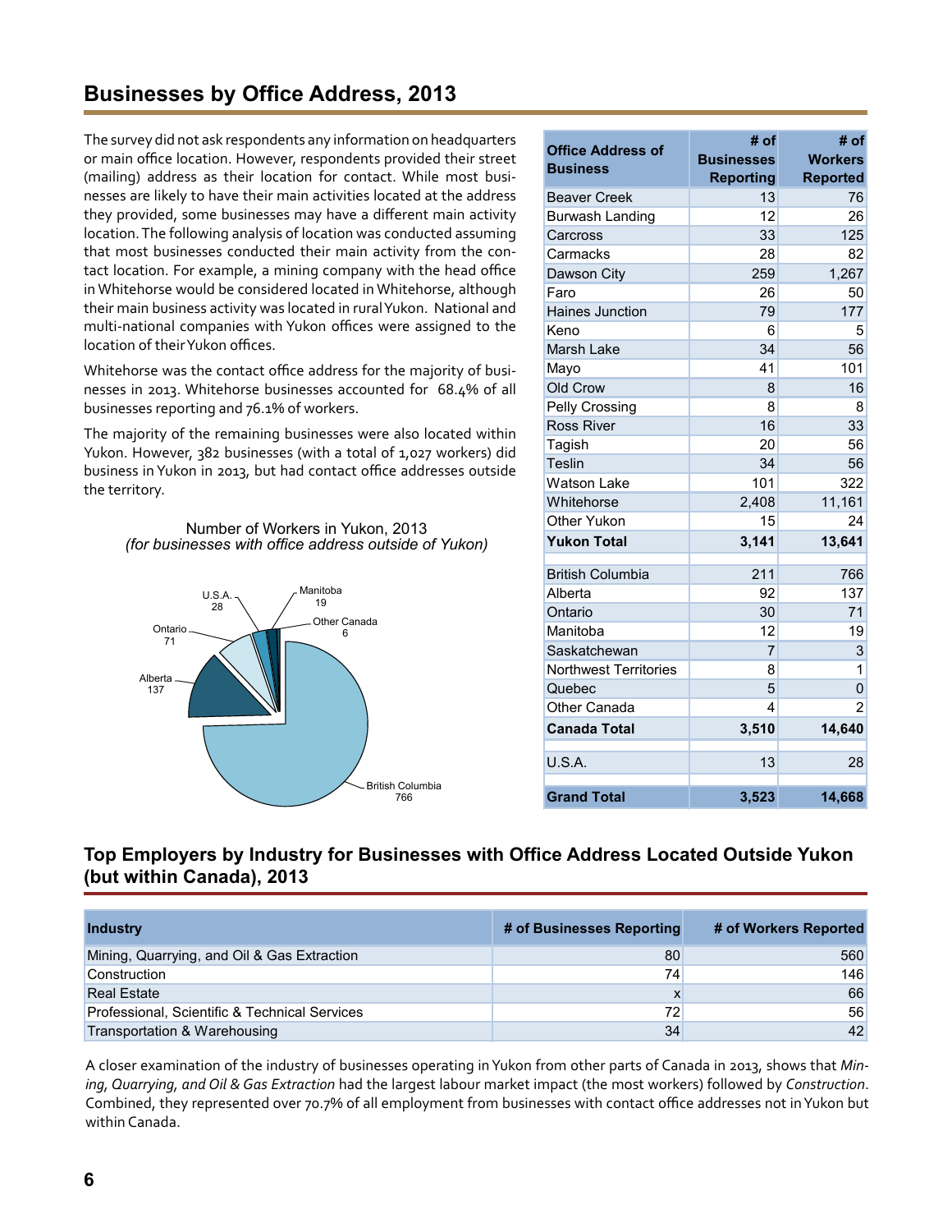## Businesses by Office Address, 2013

The survey did not ask respondents any information on headquarters or main office location. However, respondents provided their street (mailing) address as their location for contact. While most businesses are likely to have their main activities located at the address they provided, some businesses may have a different main activity location. The following analysis of location was conducted assuming that most businesses conducted their main activity from the contact location. For example, a mining company with the head office in Whitehorse would be considered located in Whitehorse, although their main business activity was located in rural Yukon. National and multi-national companies with Yukon offices were assigned to the location of their Yukon offices.

Whitehorse was the contact office address for the majority of businesses in 2013. Whitehorse businesses accounted for 68.4% of all businesses reporting and 76.1% of workers.

The majority of the remaining businesses were also located within Yukon. However, 382 businesses (with a total of 1,027 workers) did business in Yukon in 2013, but had contact office addresses outside the territory.

Number of Workers in Yukon, 2013
*(for businesses with office address outside of Yukon)*

U.S.A.
28
Manitoba
19
Other Canada
6
Ontario
71
Alberta
137
British Columbia
766

| Office Address of Business | # of Businesses Reporting | # of Workers Reported |
|---|---|---|
| Beaver Creek | 13 | 76 |
| Burwash Landing | 12 | 26 |
| Carcross | 33 | 125 |
| Carmacks | 28 | 82 |
| Dawson City | 259 | 1,267 |
| Faro | 26 | 50 |
| Haines Junction | 79 | 177 |
| Keno | 6 | 5 |
| Marsh Lake | 34 | 56 |
| Mayo | 41 | 101 |
| Old Crow | 8 | 16 |
| Pelly Crossing | 8 | 8 |
| Ross River | 16 | 33 |
| Tagish | 20 | 56 |
| Teslin | 34 | 56 |
| Watson Lake | 101 | 322 |
| Whitehorse | 2,408 | 11,161 |
| Other Yukon | 15 | 24 |
| **Yukon Total** | **3,141** | **13,641** |
| | | |
| British Columbia | 211 | 766 |
| Alberta | 92 | 137 |
| Ontario | 30 | 71 |
| Manitoba | 12 | 19 |
| Saskatchewan | 7 | 3 |
| Northwest Territories | 8 | 1 |
| Quebec | 5 | 0 |
| Other Canada | 4 | 2 |
| **Canada Total** | **3,510** | **14,640** |
| | | |
| U.S.A. | 13 | 28 |
| | | |
| **Grand Total** | **3,523** | **14,668** |

## Top Employers by Industry for Businesses with Office Address Located Outside Yukon (but within Canada), 2013

| Industry | # of Businesses Reporting | # of Workers Reported |
|---|---|---|
| Mining, Quarrying, and Oil & Gas Extraction | 80 | 560 |
| Construction | 74 | 146 |
| Real Estate | x | 66 |
| Professional, Scientific & Technical Services | 72 | 56 |
| Transportation & Warehousing | 34 | 42 |

A closer examination of the industry of businesses operating in Yukon from other parts of Canada in 2013, shows that *Mining, Quarrying, and Oil & Gas Extraction* had the largest labour market impact (the most workers) followed by *Construction*. Combined, they represented over 70.7% of all employment from businesses with contact office addresses not in Yukon but within Canada.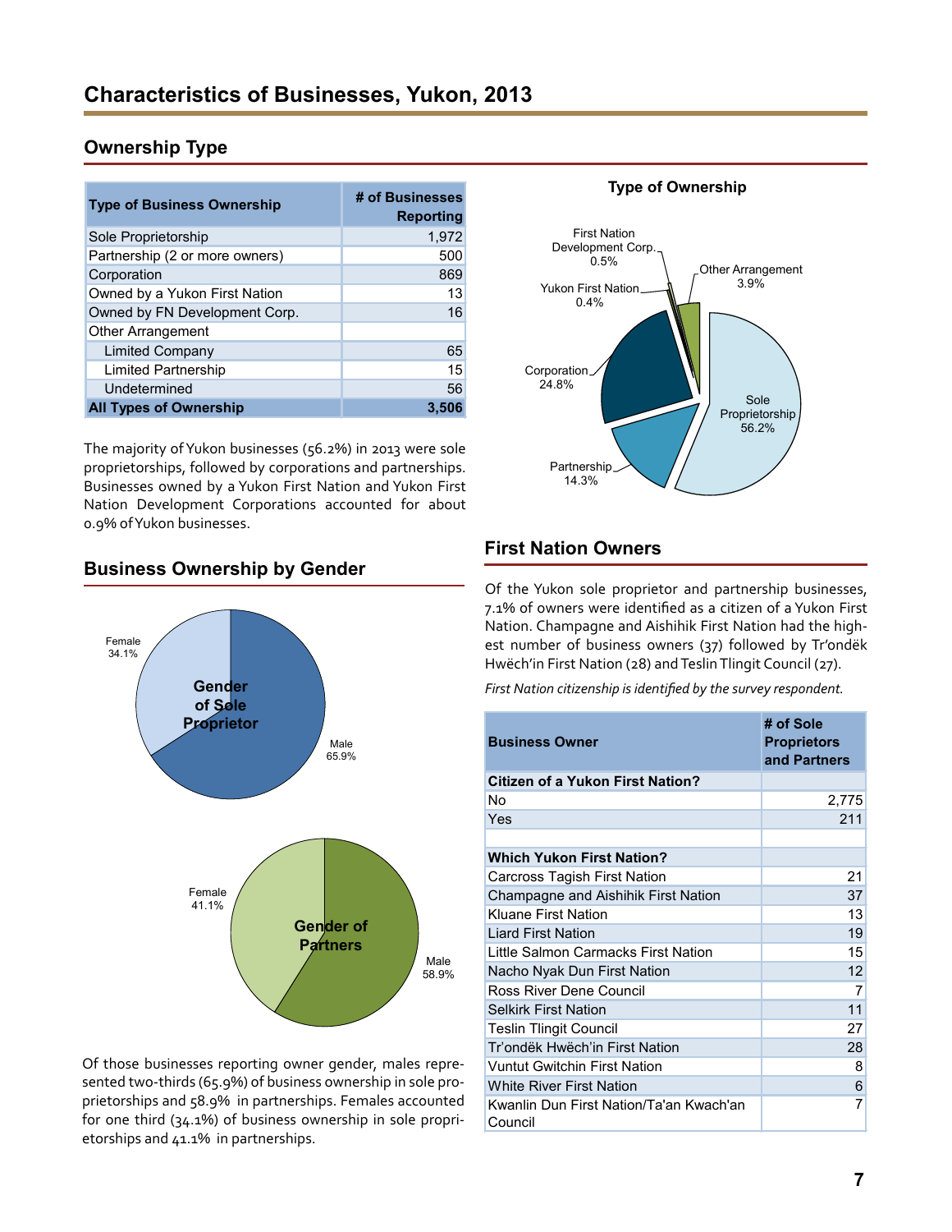# Characteristics of Businesses, Yukon, 2013

## Ownership Type

| Type of Business Ownership | # of Businesses Reporting |
|---|---|
| Sole Proprietorship | 1,972 |
| Partnership (2 or more owners) | 500 |
| Corporation | 869 |
| Owned by a Yukon First Nation | 13 |
| Owned by FN Development Corp. | 16 |
| Other Arrangement | |
| Limited Company | 65 |
| Limited Partnership | 15 |
| Undetermined | 56 |
| **All Types of Ownership** | **3,506** |

The majority of Yukon businesses (56.2%) in 2013 were sole proprietorships, followed by corporations and partnerships. Businesses owned by a Yukon First Nation and Yukon First Nation Development Corporations accounted for about 0.9% of Yukon businesses.

Type of Ownership

First Nation Development Corp. 0.5%
Other Arrangement 3.9%
Yukon First Nation 0.4%
Corporation 24.8%
Sole Proprietorship 56.2%
Partnership 14.3%

## Business Ownership by Gender

Gender of Sole Proprietor
Female 34.1%
Male 65.9%

Gender of Partners
Female 41.1%
Male 58.9%

Of those businesses reporting owner gender, males represented two-thirds (65.9%) of business ownership in sole proprietorships and 58.9% in partnerships. Females accounted for one third (34.1%) of business ownership in sole proprietorships and 41.1% in partnerships.

## First Nation Owners

Of the Yukon sole proprietor and partnership businesses, 7.1% of owners were identified as a citizen of a Yukon First Nation. Champagne and Aishihik First Nation had the highest number of business owners (37) followed by Tr'ondëk Hwëch'in First Nation (28) and Teslin Tlingit Council (27).

*First Nation citizenship is identified by the survey respondent.*

| Business Owner | # of Sole Proprietors and Partners |
|---|---|
| **Citizen of a Yukon First Nation?** | |
| No | 2,775 |
| Yes | 211 |
| | |
| **Which Yukon First Nation?** | |
| Carcross Tagish First Nation | 21 |
| Champagne and Aishihik First Nation | 37 |
| Kluane First Nation | 13 |
| Liard First Nation | 19 |
| Little Salmon Carmacks First Nation | 15 |
| Nacho Nyak Dun First Nation | 12 |
| Ross River Dene Council | 7 |
| Selkirk First Nation | 11 |
| Teslin Tlingit Council | 27 |
| Tr'ondëk Hwëch'in First Nation | 28 |
| Vuntut Gwitchin First Nation | 8 |
| White River First Nation | 6 |
| Kwanlin Dun First Nation/Ta'an Kwach'an Council | 7 |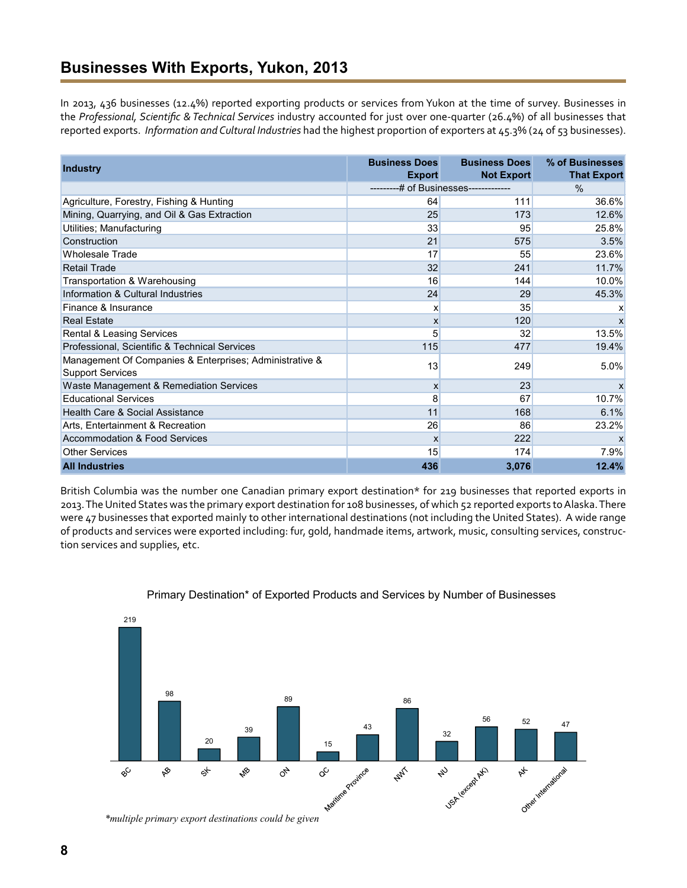## Businesses With Exports, Yukon, 2013

In 2013, 436 businesses (12.4%) reported exporting products or services from Yukon at the time of survey. Businesses in the *Professional, Scientific & Technical Services* industry accounted for just over one-quarter (26.4%) of all businesses that reported exports. *Information and Cultural Industries* had the highest proportion of exporters at 45.3% (24 of 53 businesses).

| Industry | Business Does Export | Business Does Not Export | % of Businesses That Export |
|---|---|---|---|
| | ---------# of Businesses------------- | | % |
| Agriculture, Forestry, Fishing & Hunting | 64 | 111 | 36.6% |
| Mining, Quarrying, and Oil & Gas Extraction | 25 | 173 | 12.6% |
| Utilities; Manufacturing | 33 | 95 | 25.8% |
| Construction | 21 | 575 | 3.5% |
| Wholesale Trade | 17 | 55 | 23.6% |
| Retail Trade | 32 | 241 | 11.7% |
| Transportation & Warehousing | 16 | 144 | 10.0% |
| Information & Cultural Industries | 24 | 29 | 45.3% |
| Finance & Insurance | x | 35 | x |
| Real Estate | x | 120 | x |
| Rental & Leasing Services | 5 | 32 | 13.5% |
| Professional, Scientific & Technical Services | 115 | 477 | 19.4% |
| Management Of Companies & Enterprises; Administrative & Support Services | 13 | 249 | 5.0% |
| Waste Management & Remediation Services | x | 23 | x |
| Educational Services | 8 | 67 | 10.7% |
| Health Care & Social Assistance | 11 | 168 | 6.1% |
| Arts, Entertainment & Recreation | 26 | 86 | 23.2% |
| Accommodation & Food Services | x | 222 | x |
| Other Services | 15 | 174 | 7.9% |
| **All Industries** | **436** | **3,076** | **12.4%** |

British Columbia was the number one Canadian primary export destination* for 219 businesses that reported exports in 2013. The United States was the primary export destination for 108 businesses, of which 52 reported exports to Alaska. There were 47 businesses that exported mainly to other international destinations (not including the United States). A wide range of products and services were exported including: fur, gold, handmade items, artwork, music, consulting services, construction services and supplies, etc.

Primary Destination* of Exported Products and Services by Number of Businesses

219
98
20
39
89
15
43
86
32
56
52
47

BC
AB
SK
MB
ON
QC
Maritime Province
NWT
NU
USA (except AK)
AK
Other International

**multiple primary export destinations could be given*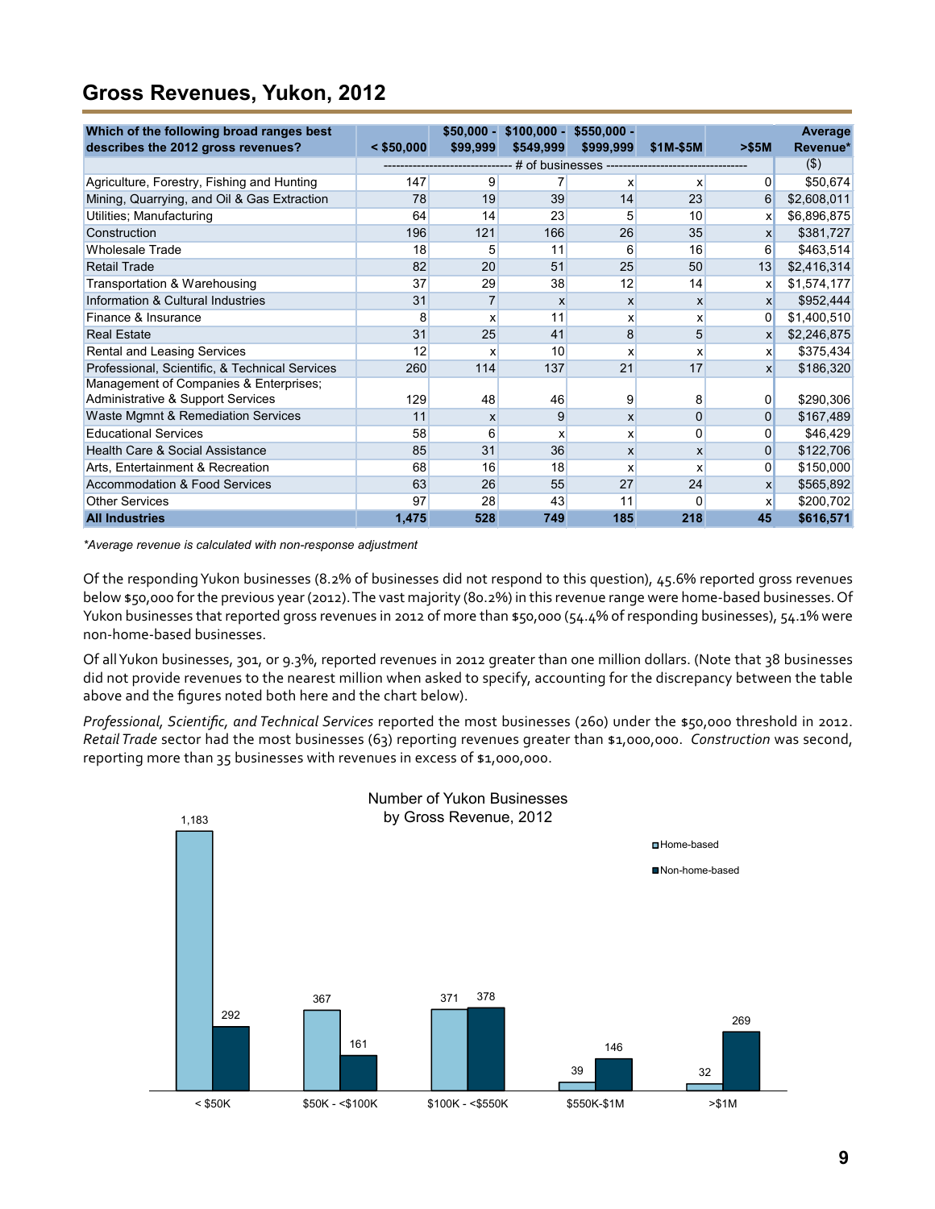## Gross Revenues, Yukon, 2012

| Which of the following broad ranges best describes the 2012 gross revenues? | < $50,000 | $50,000 - $99,999 | $100,000 - $549,999 | $550,000 - $999,999 | $1M-$5M | >$5M | Average Revenue* |
|---|---|---|---|---|---|---|---|
| | ------------------------------ # of businesses --------------------------------- | | | | | | ($) |
| Agriculture, Forestry, Fishing and Hunting | 147 | 9 | 7 | x | x | 0 | $50,674 |
| Mining, Quarrying, and Oil & Gas Extraction | 78 | 19 | 39 | 14 | 23 | 6 | $2,608,011 |
| Utilities; Manufacturing | 64 | 14 | 23 | 5 | 10 | x | $6,896,875 |
| Construction | 196 | 121 | 166 | 26 | 35 | x | $381,727 |
| Wholesale Trade | 18 | 5 | 11 | 6 | 16 | 6 | $463,514 |
| Retail Trade | 82 | 20 | 51 | 25 | 50 | 13 | $2,416,314 |
| Transportation & Warehousing | 37 | 29 | 38 | 12 | 14 | x | $1,574,177 |
| Information & Cultural Industries | 31 | 7 | x | x | x | x | $952,444 |
| Finance & Insurance | 8 | x | 11 | x | x | 0 | $1,400,510 |
| Real Estate | 31 | 25 | 41 | 8 | 5 | x | $2,246,875 |
| Rental and Leasing Services | 12 | x | 10 | x | x | x | $375,434 |
| Professional, Scientific, & Technical Services | 260 | 114 | 137 | 21 | 17 | x | $186,320 |
| Management of Companies & Enterprises; Administrative & Support Services | 129 | 48 | 46 | 9 | 8 | 0 | $290,306 |
| Waste Mgmnt & Remediation Services | 11 | x | 9 | x | 0 | 0 | $167,489 |
| Educational Services | 58 | 6 | x | x | 0 | 0 | $46,429 |
| Health Care & Social Assistance | 85 | 31 | 36 | x | x | 0 | $122,706 |
| Arts, Entertainment & Recreation | 68 | 16 | 18 | x | x | 0 | $150,000 |
| Accommodation & Food Services | 63 | 26 | 55 | 27 | 24 | x | $565,892 |
| Other Services | 97 | 28 | 43 | 11 | 0 | x | $200,702 |
| **All Industries** | **1,475** | **528** | **749** | **185** | **218** | **45** | **$616,571** |

*Average revenue is calculated with non-response adjustment*

Of the responding Yukon businesses (8.2% of businesses did not respond to this question), 45.6% reported gross revenues below $50,000 for the previous year (2012). The vast majority (80.2%) in this revenue range were home-based businesses. Of Yukon businesses that reported gross revenues in 2012 of more than $50,000 (54.4% of responding businesses), 54.1% were non-home-based businesses.

Of all Yukon businesses, 301, or 9.3%, reported revenues in 2012 greater than one million dollars. (Note that 38 businesses did not provide revenues to the nearest million when asked to specify, accounting for the discrepancy between the table above and the figures noted both here and the chart below).

*Professional, Scientific, and Technical Services* reported the most businesses (260) under the $50,000 threshold in 2012. *Retail Trade* sector had the most businesses (63) reporting revenues greater than $1,000,000. *Construction* was second, reporting more than 35 businesses with revenues in excess of $1,000,000.

Number of Yukon Businesses
by Gross Revenue, 2012

Home-based
Non-home-based

< $50K: 1,183, 292
$50K - <$100K: 367, 161
$100K - <$550K: 371, 378
$550K-$1M: 39, 146
>$1M: 32, 269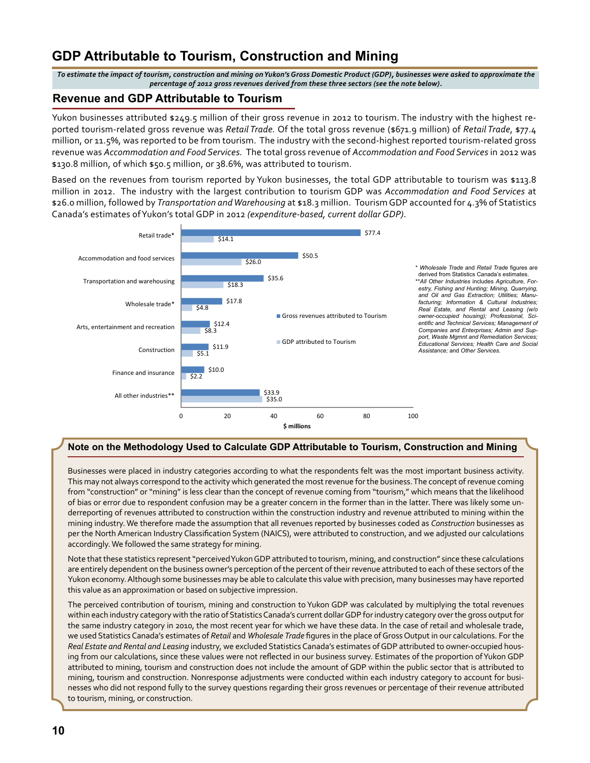## GDP Attributable to Tourism, Construction and Mining

***To estimate the impact of tourism, construction and mining on Yukon's Gross Domestic Product (GDP), businesses were asked to approximate the percentage of 2012 gross revenues derived from these three sectors (see the note below).***

### Revenue and GDP Attributable to Tourism

Yukon businesses attributed $249.5 million of their gross revenue in 2012 to tourism. The industry with the highest reported tourism-related gross revenue was *Retail Trade.* Of the total gross revenue ($671.9 million) of *Retail Trade*, $77.4 million, or 11.5%, was reported to be from tourism. The industry with the second-highest reported tourism-related gross revenue was *Accommodation and Food Services.* The total gross revenue of *Accommodation and Food Services* in 2012 was $130.8 million, of which $50.5 million, or 38.6%, was attributed to tourism.

Based on the revenues from tourism reported by Yukon businesses, the total GDP attributable to tourism was $113.8 million in 2012. The industry with the largest contribution to tourism GDP was *Accommodation and Food Services* at $26.0 million, followed by *Transportation and Warehousing* at $18.3 million. Tourism GDP accounted for 4.3% of Statistics Canada's estimates of Yukon's total GDP in 2012 *(expenditure-based, current dollar GDP)*.

Retail trade*
$77.4
$14.1
Accommodation and food services
$50.5
$26.0
Transportation and warehousing
$35.6
$18.3
Wholesale trade*
$17.8
$4.8
Arts, entertainment and recreation
$12.4
$8.3
Construction
$11.9
$5.1
Finance and insurance
$10.0
$2.2
All other industries**
$33.9
$35.0

0 20 40 60 80 100
$ millions

Gross revenues attributed to Tourism
GDP attributed to Tourism

* *Wholesale Trade* and *Retail Trade* figures are derived from Statistics Canada's estimates.
***All Other Industries includes Agriculture, Forestry, Fishing and Hunting; Mining, Quarrying, and Oil and Gas Extraction; Utilities; Manufacturing; Information & Cultural Industries; Real Estate, and Rental and Leasing (w/o owner-occupied housing); Professional, Scientific and Technical Services; Management of Companies and Enterprises; Admin and Support, Waste Mgmnt and Remediation Services; Educational Services; Health Care and Social Assistance;* and *Other Services.*

### Note on the Methodology Used to Calculate GDP Attributable to Tourism, Construction and Mining

Businesses were placed in industry categories according to what the respondents felt was the most important business activity. This may not always correspond to the activity which generated the most revenue for the business. The concept of revenue coming from "construction" or "mining" is less clear than the concept of revenue coming from "tourism," which means that the likelihood of bias or error due to respondent confusion may be a greater concern in the former than in the latter. There was likely some underreporting of revenues attributed to construction within the construction industry and revenue attributed to mining within the mining industry. We therefore made the assumption that all revenues reported by businesses coded as *Construction* businesses as per the North American Industry Classification System (NAICS), were attributed to construction, and we adjusted our calculations accordingly. We followed the same strategy for mining.

Note that these statistics represent "perceived Yukon GDP attributed to tourism, mining, and construction" since these calculations are entirely dependent on the business owner's perception of the percent of their revenue attributed to each of these sectors of the Yukon economy. Although some businesses may be able to calculate this value with precision, many businesses may have reported this value as an approximation or based on subjective impression.

The perceived contribution of tourism, mining and construction to Yukon GDP was calculated by multiplying the total revenues within each industry category with the ratio of Statistics Canada's current dollar GDP for industry category over the gross output for the same industry category in 2010, the most recent year for which we have these data. In the case of retail and wholesale trade, we used Statistics Canada's estimates of *Retail* and *Wholesale Trade* figures in the place of Gross Output in our calculations. For the *Real Estate and Rental and Leasing* industry, we excluded Statistics Canada's estimates of GDP attributed to owner-occupied housing from our calculations, since these values were not reflected in our business survey. Estimates of the proportion of Yukon GDP attributed to mining, tourism and construction does not include the amount of GDP within the public sector that is attributed to mining, tourism and construction. Nonresponse adjustments were conducted within each industry category to account for businesses who did not respond fully to the survey questions regarding their gross revenues or percentage of their revenue attributed to tourism, mining, or construction.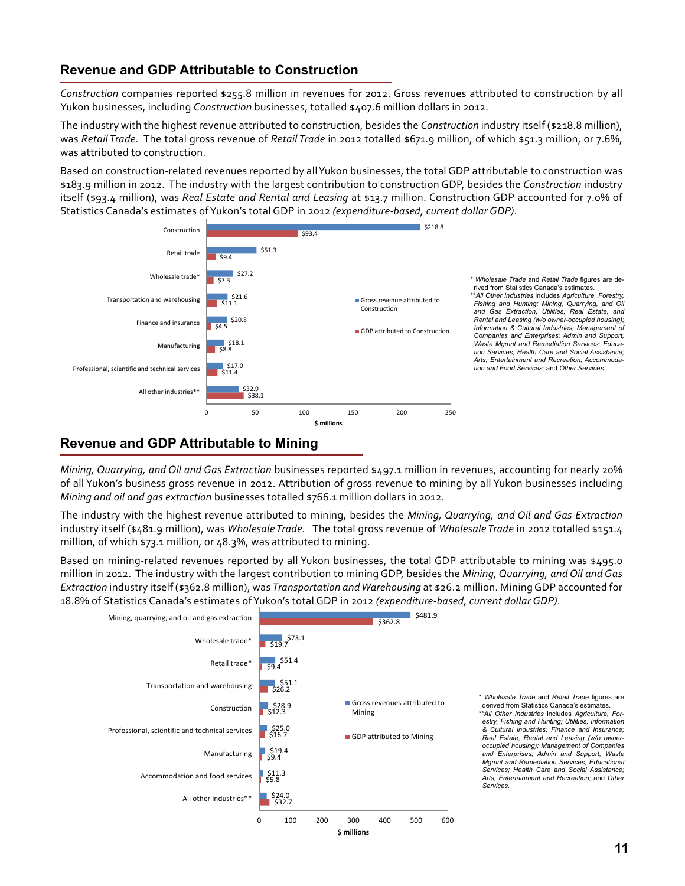## Revenue and GDP Attributable to Construction

*Construction* companies reported $255.8 million in revenues for 2012. Gross revenues attributed to construction by all Yukon businesses, including *Construction* businesses, totalled $407.6 million dollars in 2012.

The industry with the highest revenue attributed to construction, besides the *Construction* industry itself ($218.8 million), was *Retail Trade*. The total gross revenue of *Retail Trade* in 2012 totalled $671.9 million, of which $51.3 million, or 7.6%, was attributed to construction.

Based on construction-related revenues reported by all Yukon businesses, the total GDP attributable to construction was $183.9 million in 2012. The industry with the largest contribution to construction GDP, besides the *Construction* industry itself ($93.4 million), was *Real Estate and Rental and Leasing* at $13.7 million. Construction GDP accounted for 7.0% of Statistics Canada's estimates of Yukon's total GDP in 2012 *(expenditure-based, current dollar GDP)*.

Construction $218.8 $93.4
Retail trade $51.3 $9.4
Wholesale trade* $27.2 $7.3
Transportation and warehousing $21.6 $11.1
Finance and insurance $20.8 $4.5
Manufacturing $18.1 $8.8
Professional, scientific and technical services $17.0 $11.4
All other industries** $32.9 $38.1

0 50 100 150 200 250
$ millions

Gross revenue attributed to Construction
GDP attributed to Construction

*\* Wholesale Trade and Retail Trade figures are derived from Statistics Canada's estimates.*
*\*\*All Other Industries includes Agriculture, Forestry, Fishing and Hunting; Mining, Quarrying, and Oil and Gas Extraction; Utilities; Real Estate, and Rental and Leasing (w/o owner-occupied housing); Information & Cultural Industries; Management of Companies and Enterprises; Admin and Support, Waste Mgmnt and Remediation Services; Education Services; Health Care and Social Assistance; Arts, Entertainment and Recreation; Accommodation and Food Services; and Other Services.*

## Revenue and GDP Attributable to Mining

*Mining, Quarrying, and Oil and Gas Extraction* businesses reported $497.1 million in revenues, accounting for nearly 20% of all Yukon's business gross revenue in 2012. Attribution of gross revenue to mining by all Yukon businesses including *Mining and oil and gas extraction* businesses totalled $766.1 million dollars in 2012.

The industry with the highest revenue attributed to mining, besides the *Mining, Quarrying, and Oil and Gas Extraction* industry itself ($481.9 million), was *Wholesale Trade*. The total gross revenue of *Wholesale Trade* in 2012 totalled $151.4 million, of which $73.1 million, or 48.3%, was attributed to mining.

Based on mining-related revenues reported by all Yukon businesses, the total GDP attributable to mining was $495.0 million in 2012. The industry with the largest contribution to mining GDP, besides the *Mining, Quarrying, and Oil and Gas Extraction* industry itself ($362.8 million), was *Transportation and Warehousing* at $26.2 million. Mining GDP accounted for 18.8% of Statistics Canada's estimates of Yukon's total GDP in 2012 *(expenditure-based, current dollar GDP)*.

Mining, quarrying, and oil and gas extraction $481.9 $362.8
Wholesale trade* $73.1 $19.7
Retail trade* $51.4 $9.4
Transportation and warehousing $51.1 $26.2
Construction $28.9 $12.3
Professional, scientific and technical services $25.0 $16.7
Manufacturing $19.4 $9.4
Accommodation and food services $11.3 $5.8
All other industries** $24.0 $32.7

0 100 200 300 400 500 600
$ millions

Gross revenues attributed to Mining
GDP attributed to Mining

*\* Wholesale Trade and Retail Trade figures are derived from Statistics Canada's estimates.*
*\*\*All Other Industries includes Agriculture, Forestry, Fishing and Hunting; Utilities; Information & Cultural Industries; Finance and Insurance; Real Estate, Rental and Leasing (w/o owner-occupied housing); Management of Companies and Enterprises; Admin and Support, Waste Mgmnt and Remediation Services; Educational Services; Health Care and Social Assistance; Arts, Entertainment and Recreation; and Other Services.*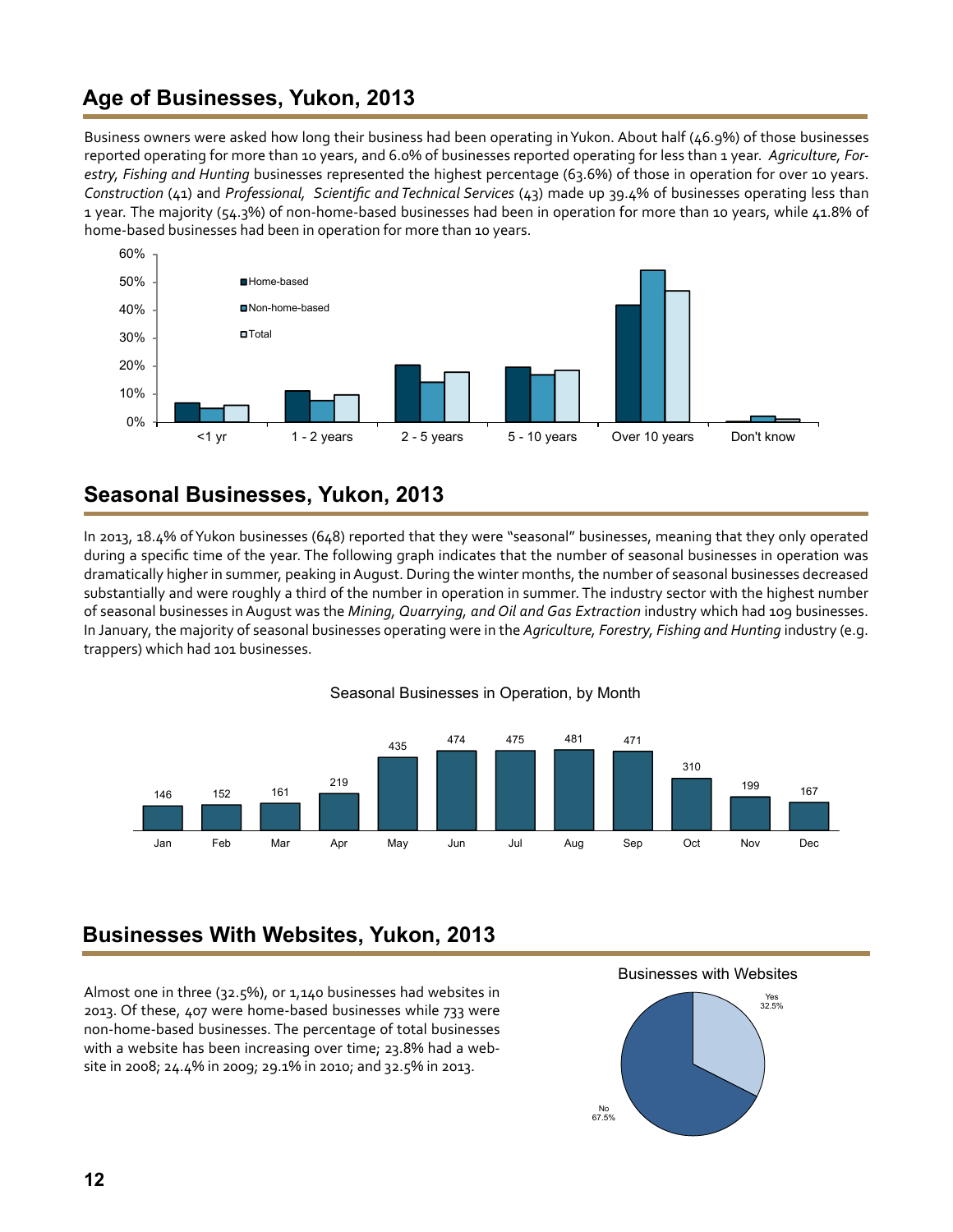## Age of Businesses, Yukon, 2013

Business owners were asked how long their business had been operating in Yukon. About half (46.9%) of those businesses reported operating for more than 10 years, and 6.0% of businesses reported operating for less than 1 year. *Agriculture, Forestry, Fishing and Hunting* businesses represented the highest percentage (63.6%) of those in operation for over 10 years. *Construction* (41) and *Professional, Scientific and Technical Services* (43) made up 39.4% of businesses operating less than 1 year. The majority (54.3%) of non-home-based businesses had been in operation for more than 10 years, while 41.8% of home-based businesses had been in operation for more than 10 years.

60%
50%
40%
30%
20%
10%
0%

Home-based
Non-home-based
Total

<1 yr
1 - 2 years
2 - 5 years
5 - 10 years
Over 10 years
Don't know

## Seasonal Businesses, Yukon, 2013

In 2013, 18.4% of Yukon businesses (648) reported that they were "seasonal" businesses, meaning that they only operated during a specific time of the year. The following graph indicates that the number of seasonal businesses in operation was dramatically higher in summer, peaking in August. During the winter months, the number of seasonal businesses decreased substantially and were roughly a third of the number in operation in summer. The industry sector with the highest number of seasonal businesses in August was the *Mining, Quarrying, and Oil and Gas Extraction* industry which had 109 businesses. In January, the majority of seasonal businesses operating were in the *Agriculture, Forestry, Fishing and Hunting* industry (e.g. trappers) which had 101 businesses.

Seasonal Businesses in Operation, by Month

Jan 146
Feb 152
Mar 161
Apr 219
May 435
Jun 474
Jul 475
Aug 481
Sep 471
Oct 310
Nov 199
Dec 167

## Businesses With Websites, Yukon, 2013

Almost one in three (32.5%), or 1,140 businesses had websites in 2013. Of these, 407 were home-based businesses while 733 were non-home-based businesses. The percentage of total businesses with a website has been increasing over time; 23.8% had a website in 2008; 24.4% in 2009; 29.1% in 2010; and 32.5% in 2013.

Businesses with Websites

Yes
32.5%

No
67.5%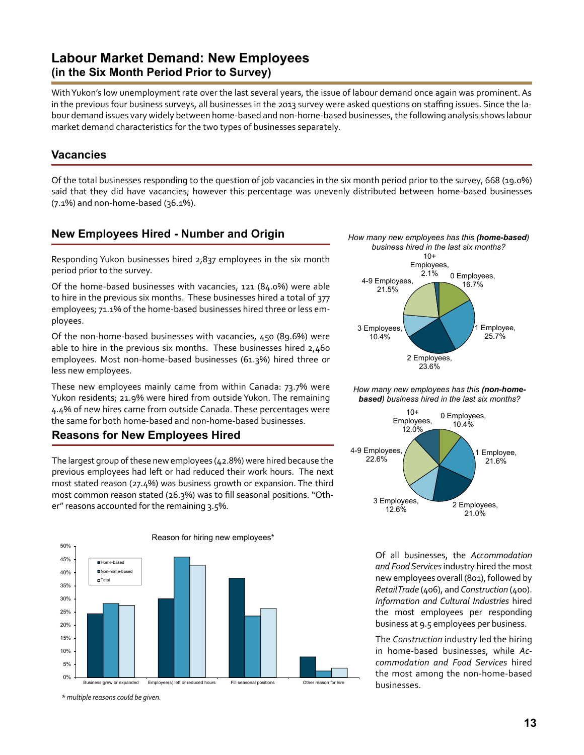# Labour Market Demand: New Employees
## (in the Six Month Period Prior to Survey)

With Yukon's low unemployment rate over the last several years, the issue of labour demand once again was prominent. As in the previous four business surveys, all businesses in the 2013 survey were asked questions on staffing issues. Since the labour demand issues vary widely between home-based and non-home-based businesses, the following analysis shows labour market demand characteristics for the two types of businesses separately.

## Vacancies

Of the total businesses responding to the question of job vacancies in the six month period prior to the survey, 668 (19.0%) said that they did have vacancies; however this percentage was unevenly distributed between home-based businesses (7.1%) and non-home-based (36.1%).

## New Employees Hired - Number and Origin

Responding Yukon businesses hired 2,837 employees in the six month period prior to the survey.

Of the home-based businesses with vacancies, 121 (84.0%) were able to hire in the previous six months. These businesses hired a total of 377 employees; 71.1% of the home-based businesses hired three or less employees.

Of the non-home-based businesses with vacancies, 450 (89.6%) were able to hire in the previous six months. These businesses hired 2,460 employees. Most non-home-based businesses (61.3%) hired three or less new employees.

These new employees mainly came from within Canada: 73.7% were Yukon residents; 21.9% were hired from outside Yukon. The remaining 4.4% of new hires came from outside Canada. These percentages were the same for both home-based and non-home-based businesses.

*How many new employees has this **(home-based)** business hired in the last six months?*

0 Employees, 16.7%
1 Employee, 25.7%
2 Employees, 23.6%
3 Employees, 10.4%
4-9 Employees, 21.5%
10+ Employees, 2.1%

*How many new employees has this **(non-home-based)** business hired in the last six months?*

0 Employees, 10.4%
1 Employee, 21.6%
2 Employees, 21.0%
3 Employees, 12.6%
4-9 Employees, 22.6%
10+ Employees, 12.0%

## Reasons for New Employees Hired

The largest group of these new employees (42.8%) were hired because the previous employees had left or had reduced their work hours. The next most stated reason (27.4%) was business growth or expansion. The third most common reason stated (26.3%) was to fill seasonal positions. "Other" reasons accounted for the remaining 3.5%.

Reason for hiring new employees*

Home-based
Non-home-based
Total

0%
5%
10%
15%
20%
25%
30%
35%
40%
45%
50%

Business grew or expanded
Employee(s) left or reduced hours
Fill seasonal positions
Other reason for hire

*\* multiple reasons could be given.*

Of all businesses, the *Accommodation and Food Services* industry hired the most new employees overall (801), followed by *Retail Trade* (406), and *Construction* (400). *Information and Cultural Industries* hired the most employees per responding business at 9.5 employees per business.

The *Construction* industry led the hiring in home-based businesses, while *Accommodation and Food Services* hired the most among the non-home-based businesses.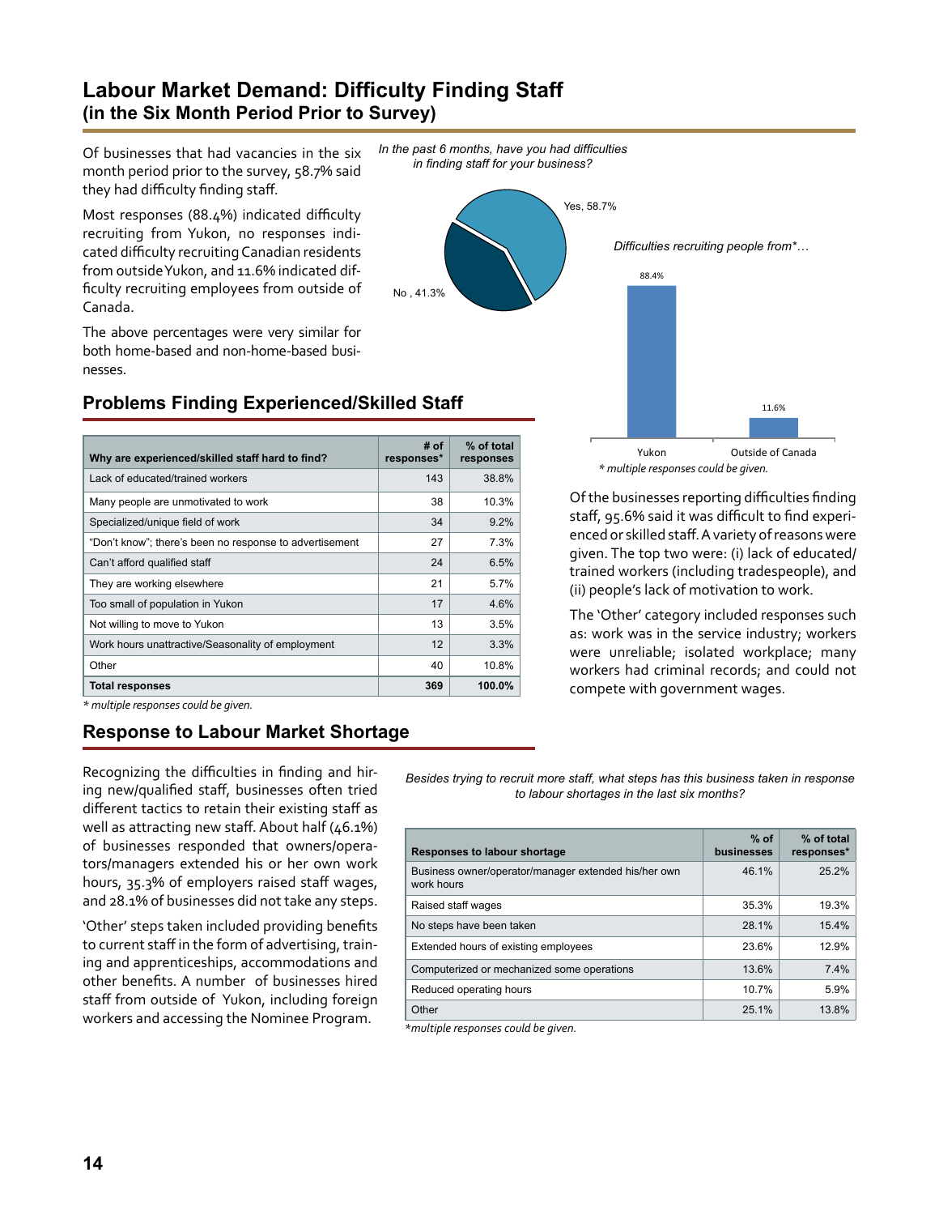# Labour Market Demand: Difficulty Finding Staff
## (in the Six Month Period Prior to Survey)

Of businesses that had vacancies in the six month period prior to the survey, 58.7% said they had difficulty finding staff.

Most responses (88.4%) indicated difficulty recruiting from Yukon, no responses indicated difficulty recruiting Canadian residents from outside Yukon, and 11.6% indicated difficulty recruiting employees from outside of Canada.

The above percentages were very similar for both home-based and non-home-based businesses.

*In the past 6 months, have you had difficulties in finding staff for your business?*

Yes, 58.7%

No , 41.3%

*Difficulties recruiting people from*…*

88.4%

11.6%

Yukon

Outside of Canada

* *multiple responses could be given.*

## Problems Finding Experienced/Skilled Staff

| Why are experienced/skilled staff hard to find? | # of responses* | % of total responses |
|---|---|---|
| Lack of educated/trained workers | 143 | 38.8% |
| Many people are unmotivated to work | 38 | 10.3% |
| Specialized/unique field of work | 34 | 9.2% |
| "Don't know"; there's been no response to advertisement | 27 | 7.3% |
| Can't afford qualified staff | 24 | 6.5% |
| They are working elsewhere | 21 | 5.7% |
| Too small of population in Yukon | 17 | 4.6% |
| Not willing to move to Yukon | 13 | 3.5% |
| Work hours unattractive/Seasonality of employment | 12 | 3.3% |
| Other | 40 | 10.8% |
| **Total responses** | **369** | **100.0%** |

* *multiple responses could be given.*

Of the businesses reporting difficulties finding staff, 95.6% said it was difficult to find experienced or skilled staff. A variety of reasons were given. The top two were: (i) lack of educated/trained workers (including tradespeople), and (ii) people's lack of motivation to work.

The 'Other' category included responses such as: work was in the service industry; workers were unreliable; isolated workplace; many workers had criminal records; and could not compete with government wages.

## Response to Labour Market Shortage

Recognizing the difficulties in finding and hiring new/qualified staff, businesses often tried different tactics to retain their existing staff as well as attracting new staff. About half (46.1%) of businesses responded that owners/operators/managers extended his or her own work hours, 35.3% of employers raised staff wages, and 28.1% of businesses did not take any steps.

'Other' steps taken included providing benefits to current staff in the form of advertising, training and apprenticeships, accommodations and other benefits. A number of businesses hired staff from outside of Yukon, including foreign workers and accessing the Nominee Program.

*Besides trying to recruit more staff, what steps has this business taken in response to labour shortages in the last six months?*

| Responses to labour shortage | % of businesses | % of total responses* |
|---|---|---|
| Business owner/operator/manager extended his/her own work hours | 46.1% | 25.2% |
| Raised staff wages | 35.3% | 19.3% |
| No steps have been taken | 28.1% | 15.4% |
| Extended hours of existing employees | 23.6% | 12.9% |
| Computerized or mechanized some operations | 13.6% | 7.4% |
| Reduced operating hours | 10.7% | 5.9% |
| Other | 25.1% | 13.8% |

**multiple responses could be given.*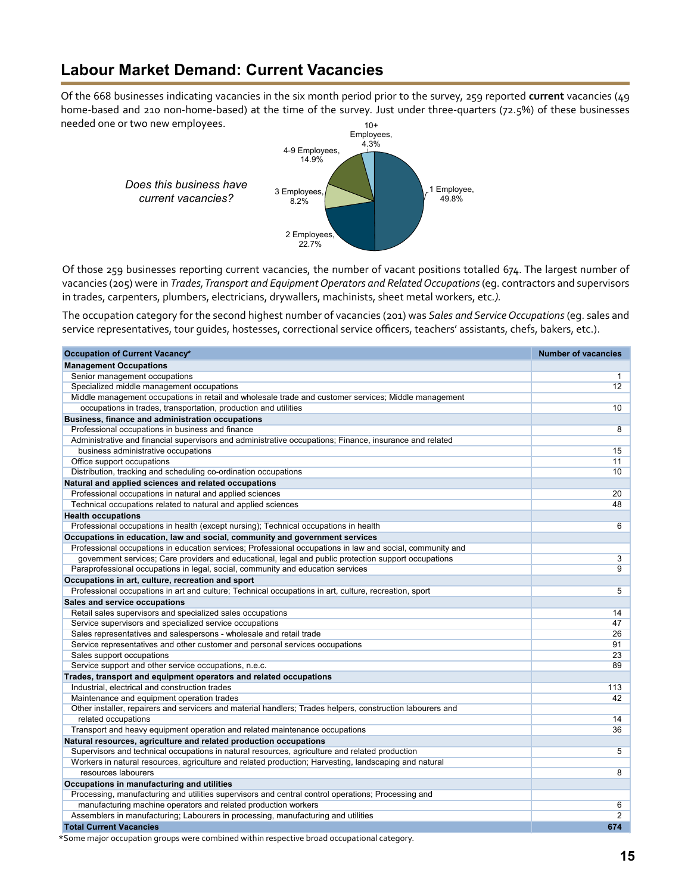## Labour Market Demand: Current Vacancies

Of the 668 businesses indicating vacancies in the six month period prior to the survey, 259 reported **current** vacancies (49 home-based and 210 non-home-based) at the time of the survey. Just under three-quarters (72.5%) of these businesses needed one or two new employees.

*Does this business have current vacancies?*

| Vacancies | Percent |
|---|---|
| 1 Employee | 49.8% |
| 2 Employees | 22.7% |
| 3 Employees | 8.2% |
| 4-9 Employees | 14.9% |
| 10+ Employees | 4.3% |

Of those 259 businesses reporting current vacancies, the number of vacant positions totalled 674. The largest number of vacancies (205) were in *Trades, Transport and Equipment Operators and Related Occupations* (eg. contractors and supervisors in trades, carpenters, plumbers, electricians, drywallers, machinists, sheet metal workers, etc.).

The occupation category for the second highest number of vacancies (201) was *Sales and Service Occupations* (eg. sales and service representatives, tour guides, hostesses, correctional service officers, teachers' assistants, chefs, bakers, etc.).

| Occupation of Current Vacancy* | Number of vacancies |
|---|---|
| **Management Occupations** | |
| Senior management occupations | 1 |
| Specialized middle management occupations | 12 |
| Middle management occupations in retail and wholesale trade and customer services; Middle management occupations in trades, transportation, production and utilities | 10 |
| **Business, finance and administration occupations** | |
| Professional occupations in business and finance | 8 |
| Administrative and financial supervisors and administrative occupations; Finance, insurance and related business administrative occupations | 15 |
| Office support occupations | 11 |
| Distribution, tracking and scheduling co-ordination occupations | 10 |
| **Natural and applied sciences and related occupations** | |
| Professional occupations in natural and applied sciences | 20 |
| Technical occupations related to natural and applied sciences | 48 |
| **Health occupations** | |
| Professional occupations in health (except nursing); Technical occupations in health | 6 |
| **Occupations in education, law and social, community and government services** | |
| Professional occupations in education services; Professional occupations in law and social, community and government services; Care providers and educational, legal and public protection support occupations | 3 |
| Paraprofessional occupations in legal, social, community and education services | 9 |
| **Occupations in art, culture, recreation and sport** | |
| Professional occupations in art and culture; Technical occupations in art, culture, recreation, sport | 5 |
| **Sales and service occupations** | |
| Retail sales supervisors and specialized sales occupations | 14 |
| Service supervisors and specialized service occupations | 47 |
| Sales representatives and salespersons - wholesale and retail trade | 26 |
| Service representatives and other customer and personal services occupations | 91 |
| Sales support occupations | 23 |
| Service support and other service occupations, n.e.c. | 89 |
| **Trades, transport and equipment operators and related occupations** | |
| Industrial, electrical and construction trades | 113 |
| Maintenance and equipment operation trades | 42 |
| Other installer, repairers and servicers and material handlers; Trades helpers, construction labourers and related occupations | 14 |
| Transport and heavy equipment operation and related maintenance occupations | 36 |
| **Natural resources, agriculture and related production occupations** | |
| Supervisors and technical occupations in natural resources, agriculture and related production | 5 |
| Workers in natural resources, agriculture and related production; Harvesting, landscaping and natural resources labourers | 8 |
| **Occupations in manufacturing and utilities** | |
| Processing, manufacturing and utilities supervisors and central control operations; Processing and manufacturing machine operators and related production workers | 6 |
| Assemblers in manufacturing; Labourers in processing, manufacturing and utilities | 2 |
| **Total Current Vacancies** | **674** |

*Some major occupation groups were combined within respective broad occupational category.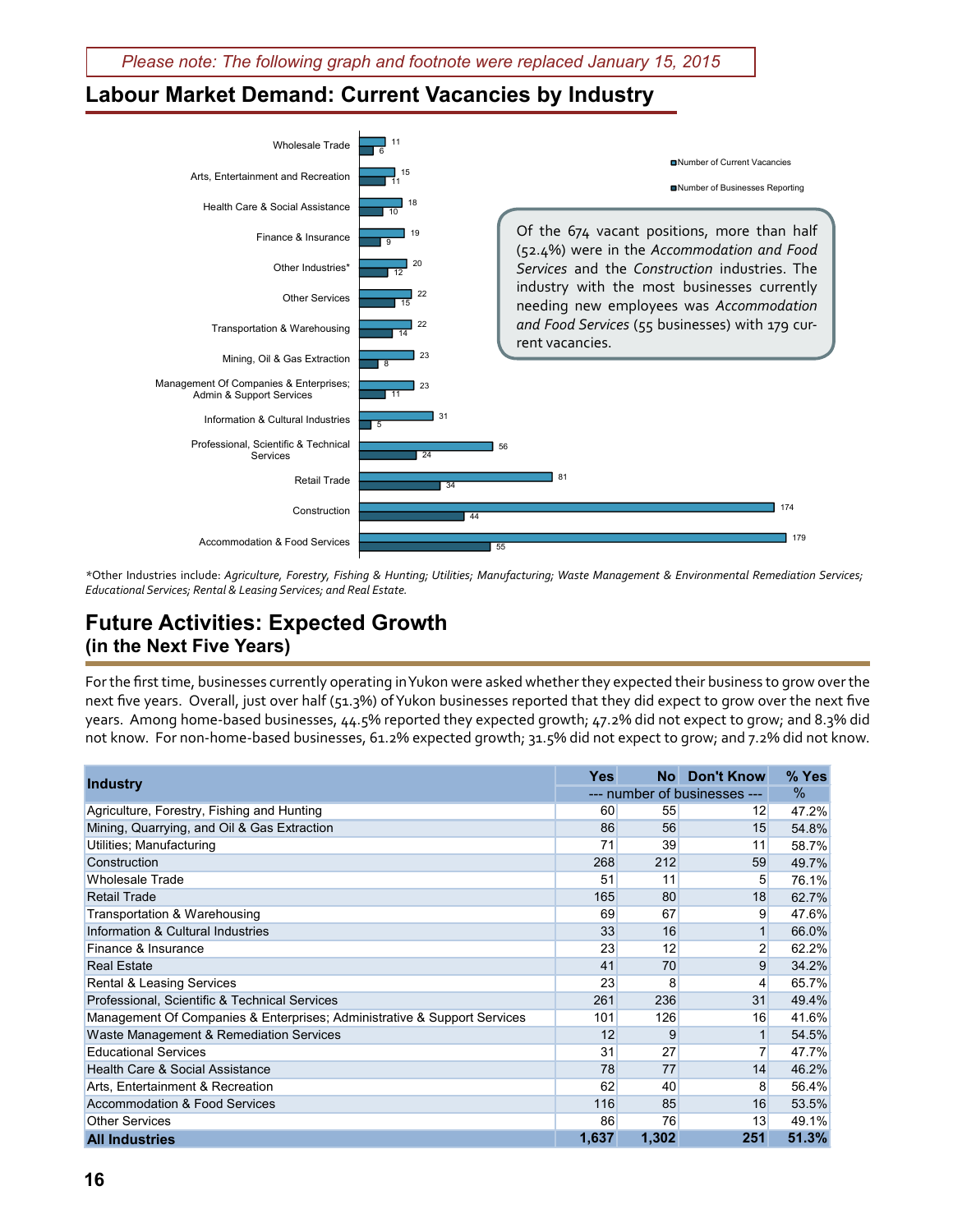*Please note: The following graph and footnote were replaced January 15, 2015*

## Labour Market Demand: Current Vacancies by Industry

Number of Current Vacancies
Number of Businesses Reporting

Wholesale Trade 11 6
Arts, Entertainment and Recreation 15 11
Health Care & Social Assistance 18 10
Finance & Insurance 19 9
Other Industries* 20 12
Other Services 22 15
Transportation & Warehousing 22 14
Mining, Oil & Gas Extraction 23 8
Management Of Companies & Enterprises; Admin & Support Services 23 11
Information & Cultural Industries 31 5
Professional, Scientific & Technical Services 56 24
Retail Trade 81 34
Construction 174 44
Accommodation & Food Services 179 55

Of the 674 vacant positions, more than half (52.4%) were in the *Accommodation and Food Services* and the *Construction* industries. The industry with the most businesses currently needing new employees was *Accommodation and Food Services* (55 businesses) with 179 current vacancies.

*Other Industries include: *Agriculture, Forestry, Fishing & Hunting; Utilities; Manufacturing; Waste Management & Environmental Remediation Services; Educational Services; Rental & Leasing Services; and Real Estate.*

## Future Activities: Expected Growth
### (in the Next Five Years)

For the first time, businesses currently operating in Yukon were asked whether they expected their business to grow over the next five years. Overall, just over half (51.3%) of Yukon businesses reported that they did expect to grow over the next five years. Among home-based businesses, 44.5% reported they expected growth; 47.2% did not expect to grow; and 8.3% did not know. For non-home-based businesses, 61.2% expected growth; 31.5% did not expect to grow; and 7.2% did not know.

| Industry | Yes | No | Don't Know | % Yes |
|---|---|---|---|---|
| | --- number of businesses --- | | | % |
| Agriculture, Forestry, Fishing and Hunting | 60 | 55 | 12 | 47.2% |
| Mining, Quarrying, and Oil & Gas Extraction | 86 | 56 | 15 | 54.8% |
| Utilities; Manufacturing | 71 | 39 | 11 | 58.7% |
| Construction | 268 | 212 | 59 | 49.7% |
| Wholesale Trade | 51 | 11 | 5 | 76.1% |
| Retail Trade | 165 | 80 | 18 | 62.7% |
| Transportation & Warehousing | 69 | 67 | 9 | 47.6% |
| Information & Cultural Industries | 33 | 16 | 1 | 66.0% |
| Finance & Insurance | 23 | 12 | 2 | 62.2% |
| Real Estate | 41 | 70 | 9 | 34.2% |
| Rental & Leasing Services | 23 | 8 | 4 | 65.7% |
| Professional, Scientific & Technical Services | 261 | 236 | 31 | 49.4% |
| Management Of Companies & Enterprises; Administrative & Support Services | 101 | 126 | 16 | 41.6% |
| Waste Management & Remediation Services | 12 | 9 | 1 | 54.5% |
| Educational Services | 31 | 27 | 7 | 47.7% |
| Health Care & Social Assistance | 78 | 77 | 14 | 46.2% |
| Arts, Entertainment & Recreation | 62 | 40 | 8 | 56.4% |
| Accommodation & Food Services | 116 | 85 | 16 | 53.5% |
| Other Services | 86 | 76 | 13 | 49.1% |
| **All Industries** | **1,637** | **1,302** | **251** | **51.3%** |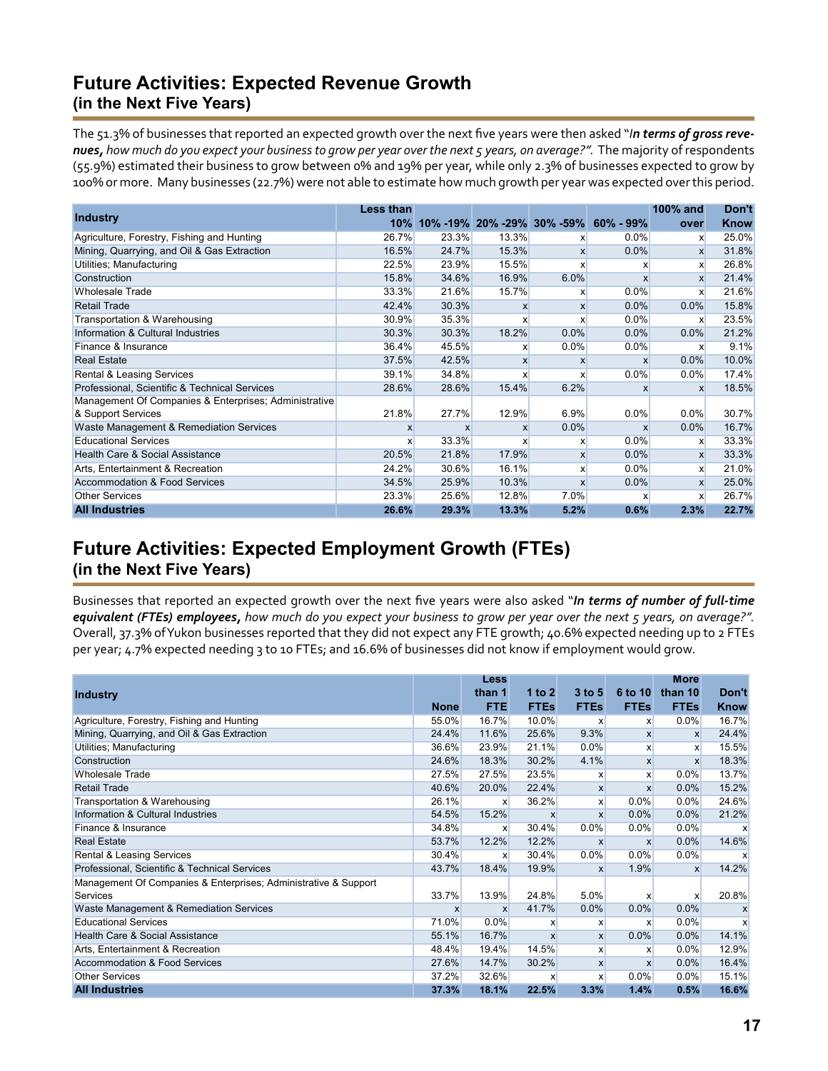## Future Activities: Expected Revenue Growth
### (in the Next Five Years)

The 51.3% of businesses that reported an expected growth over the next five years were then asked "***In terms of gross revenues,*** *how much do you expect your business to grow per year over the next 5 years, on average?".* The majority of respondents (55.9%) estimated their business to grow between 0% and 19% per year, while only 2.3% of businesses expected to grow by 100% or more. Many businesses (22.7%) were not able to estimate how much growth per year was expected over this period.

| Industry | Less than 10% | 10% -19% | 20% -29% | 30% -59% | 60% - 99% | 100% and over | Don't Know |
|---|---|---|---|---|---|---|---|
| Agriculture, Forestry, Fishing and Hunting | 26.7% | 23.3% | 13.3% | x | 0.0% | x | 25.0% |
| Mining, Quarrying, and Oil & Gas Extraction | 16.5% | 24.7% | 15.3% | x | 0.0% | x | 31.8% |
| Utilities; Manufacturing | 22.5% | 23.9% | 15.5% | x | x | x | 26.8% |
| Construction | 15.8% | 34.6% | 16.9% | 6.0% | x | x | 21.4% |
| Wholesale Trade | 33.3% | 21.6% | 15.7% | x | 0.0% | x | 21.6% |
| Retail Trade | 42.4% | 30.3% | x | x | 0.0% | 0.0% | 15.8% |
| Transportation & Warehousing | 30.9% | 35.3% | x | x | 0.0% | x | 23.5% |
| Information & Cultural Industries | 30.3% | 30.3% | 18.2% | 0.0% | 0.0% | 0.0% | 21.2% |
| Finance & Insurance | 36.4% | 45.5% | x | 0.0% | 0.0% | x | 9.1% |
| Real Estate | 37.5% | 42.5% | x | x | x | 0.0% | 10.0% |
| Rental & Leasing Services | 39.1% | 34.8% | x | x | 0.0% | 0.0% | 17.4% |
| Professional, Scientific & Technical Services | 28.6% | 28.6% | 15.4% | 6.2% | x | x | 18.5% |
| Management Of Companies & Enterprises; Administrative & Support Services | 21.8% | 27.7% | 12.9% | 6.9% | 0.0% | 0.0% | 30.7% |
| Waste Management & Remediation Services | x | x | x | 0.0% | x | 0.0% | 16.7% |
| Educational Services | x | 33.3% | x | x | 0.0% | x | 33.3% |
| Health Care & Social Assistance | 20.5% | 21.8% | 17.9% | x | 0.0% | x | 33.3% |
| Arts, Entertainment & Recreation | 24.2% | 30.6% | 16.1% | x | 0.0% | x | 21.0% |
| Accommodation & Food Services | 34.5% | 25.9% | 10.3% | x | 0.0% | x | 25.0% |
| Other Services | 23.3% | 25.6% | 12.8% | 7.0% | x | x | 26.7% |
| **All Industries** | **26.6%** | **29.3%** | **13.3%** | **5.2%** | **0.6%** | **2.3%** | **22.7%** |

## Future Activities: Expected Employment Growth (FTEs)
### (in the Next Five Years)

Businesses that reported an expected growth over the next five years were also asked "***In terms of number of full-time equivalent (FTEs) employees,*** *how much do you expect your business to grow per year over the next 5 years, on average?".* Overall, 37.3% of Yukon businesses reported that they did not expect any FTE growth; 40.6% expected needing up to 2 FTEs per year; 4.7% expected needing 3 to 10 FTEs; and 16.6% of businesses did not know if employment would grow.

| Industry | None | Less than 1 FTE | 1 to 2 FTEs | 3 to 5 FTEs | 6 to 10 FTEs | More than 10 FTEs | Don't Know |
|---|---|---|---|---|---|---|---|
| Agriculture, Forestry, Fishing and Hunting | 55.0% | 16.7% | 10.0% | x | x | 0.0% | 16.7% |
| Mining, Quarrying, and Oil & Gas Extraction | 24.4% | 11.6% | 25.6% | 9.3% | x | x | 24.4% |
| Utilities; Manufacturing | 36.6% | 23.9% | 21.1% | 0.0% | x | x | 15.5% |
| Construction | 24.6% | 18.3% | 30.2% | 4.1% | x | x | 18.3% |
| Wholesale Trade | 27.5% | 27.5% | 23.5% | x | x | 0.0% | 13.7% |
| Retail Trade | 40.6% | 20.0% | 22.4% | x | x | 0.0% | 15.2% |
| Transportation & Warehousing | 26.1% | x | 36.2% | x | 0.0% | 0.0% | 24.6% |
| Information & Cultural Industries | 54.5% | 15.2% | x | x | 0.0% | 0.0% | 21.2% |
| Finance & Insurance | 34.8% | x | 30.4% | 0.0% | 0.0% | 0.0% | x |
| Real Estate | 53.7% | 12.2% | 12.2% | x | x | 0.0% | 14.6% |
| Rental & Leasing Services | 30.4% | x | 30.4% | 0.0% | 0.0% | 0.0% | x |
| Professional, Scientific & Technical Services | 43.7% | 18.4% | 19.9% | x | 1.9% | x | 14.2% |
| Management Of Companies & Enterprises; Administrative & Support Services | 33.7% | 13.9% | 24.8% | 5.0% | x | x | 20.8% |
| Waste Management & Remediation Services | x | x | 41.7% | 0.0% | 0.0% | 0.0% | x |
| Educational Services | 71.0% | 0.0% | x | x | x | 0.0% | x |
| Health Care & Social Assistance | 55.1% | 16.7% | x | x | 0.0% | 0.0% | 14.1% |
| Arts, Entertainment & Recreation | 48.4% | 19.4% | 14.5% | x | x | 0.0% | 12.9% |
| Accommodation & Food Services | 27.6% | 14.7% | 30.2% | x | x | 0.0% | 16.4% |
| Other Services | 37.2% | 32.6% | x | x | 0.0% | 0.0% | 15.1% |
| **All Industries** | **37.3%** | **18.1%** | **22.5%** | **3.3%** | **1.4%** | **0.5%** | **16.6%** |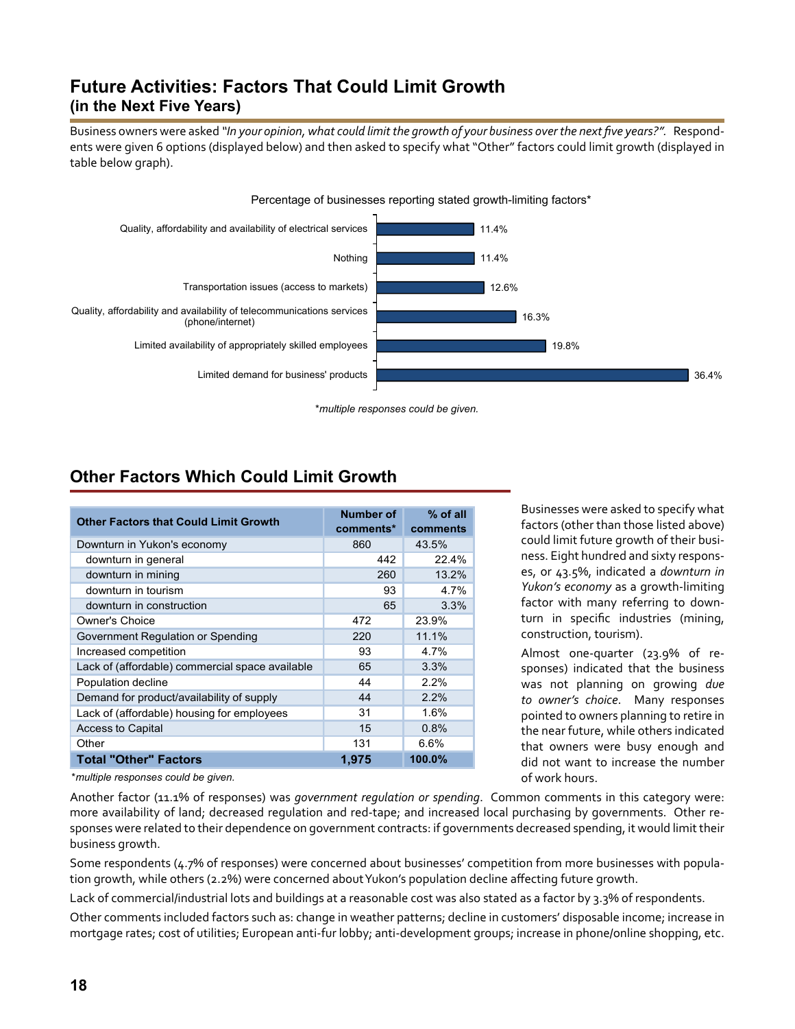## Future Activities: Factors That Could Limit Growth
### (in the Next Five Years)

Business owners were asked *"In your opinion, what could limit the growth of your business over the next five years?"*. Respondents were given 6 options (displayed below) and then asked to specify what "Other" factors could limit growth (displayed in table below graph).

Percentage of businesses reporting stated growth-limiting factors*

Quality, affordability and availability of electrical services 11.4%
Nothing 11.4%
Transportation issues (access to markets) 12.6%
Quality, affordability and availability of telecommunications services (phone/internet) 16.3%
Limited availability of appropriately skilled employees 19.8%
Limited demand for business' products 36.4%

**multiple responses could be given.*

## Other Factors Which Could Limit Growth

| Other Factors that Could Limit Growth | Number of comments* | % of all comments |
|---|---|---|
| Downturn in Yukon's economy | 860 | 43.5% |
| downturn in general | 442 | 22.4% |
| downturn in mining | 260 | 13.2% |
| downturn in tourism | 93 | 4.7% |
| downturn in construction | 65 | 3.3% |
| Owner's Choice | 472 | 23.9% |
| Government Regulation or Spending | 220 | 11.1% |
| Increased competition | 93 | 4.7% |
| Lack of (affordable) commercial space available | 65 | 3.3% |
| Population decline | 44 | 2.2% |
| Demand for product/availability of supply | 44 | 2.2% |
| Lack of (affordable) housing for employees | 31 | 1.6% |
| Access to Capital | 15 | 0.8% |
| Other | 131 | 6.6% |
| **Total "Other" Factors** | **1,975** | **100.0%** |

**multiple responses could be given.*

Businesses were asked to specify what factors (other than those listed above) could limit future growth of their business. Eight hundred and sixty responses, or 43.5%, indicated a *downturn in Yukon's economy* as a growth-limiting factor with many referring to downturn in specific industries (mining, construction, tourism).

Almost one-quarter (23.9% of responses) indicated that the business was not planning on growing *due to owner's choice*. Many responses pointed to owners planning to retire in the near future, while others indicated that owners were busy enough and did not want to increase the number of work hours.

Another factor (11.1% of responses) was *government regulation or spending*. Common comments in this category were: more availability of land; decreased regulation and red-tape; and increased local purchasing by governments. Other responses were related to their dependence on government contracts: if governments decreased spending, it would limit their business growth.

Some respondents (4.7% of responses) were concerned about businesses' competition from more businesses with population growth, while others (2.2%) were concerned about Yukon's population decline affecting future growth.

Lack of commercial/industrial lots and buildings at a reasonable cost was also stated as a factor by 3.3% of respondents.

Other comments included factors such as: change in weather patterns; decline in customers' disposable income; increase in mortgage rates; cost of utilities; European anti-fur lobby; anti-development groups; increase in phone/online shopping, etc.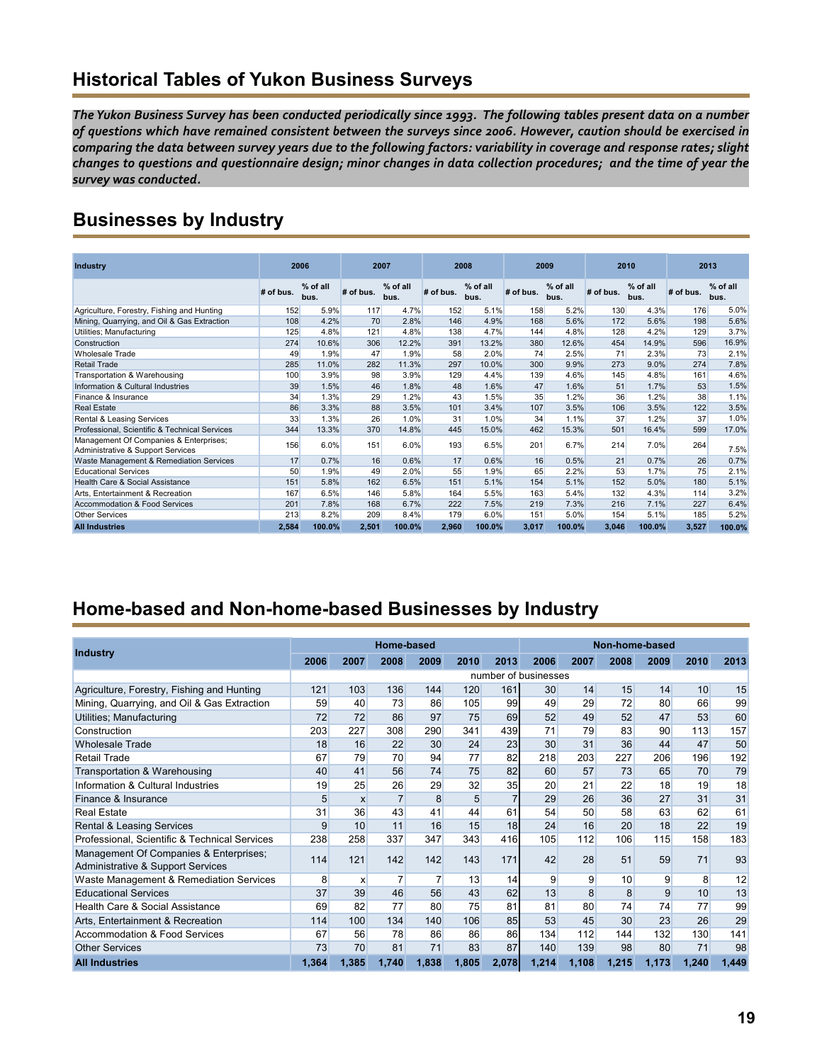## Historical Tables of Yukon Business Surveys

***The Yukon Business Survey has been conducted periodically since 1993. The following tables present data on a number of questions which have remained consistent between the surveys since 2006. However, caution should be exercised in comparing the data between survey years due to the following factors: variability in coverage and response rates; slight changes to questions and questionnaire design; minor changes in data collection procedures; and the time of year the survey was conducted.***

## Businesses by Industry

| Industry | 2006 | | 2007 | | 2008 | | 2009 | | 2010 | | 2013 | |
|---|---|---|---|---|---|---|---|---|---|---|---|---|
| | # of bus. | % of all bus. | # of bus. | % of all bus. | # of bus. | % of all bus. | # of bus. | % of all bus. | # of bus. | % of all bus. | # of bus. | % of all bus. |
| Agriculture, Forestry, Fishing and Hunting | 152 | 5.9% | 117 | 4.7% | 152 | 5.1% | 158 | 5.2% | 130 | 4.3% | 176 | 5.0% |
| Mining, Quarrying, and Oil & Gas Extraction | 108 | 4.2% | 70 | 2.8% | 146 | 4.9% | 168 | 5.6% | 172 | 5.6% | 198 | 5.6% |
| Utilities; Manufacturing | 125 | 4.8% | 121 | 4.8% | 138 | 4.7% | 144 | 4.8% | 128 | 4.2% | 129 | 3.7% |
| Construction | 274 | 10.6% | 306 | 12.2% | 391 | 13.2% | 380 | 12.6% | 454 | 14.9% | 596 | 16.9% |
| Wholesale Trade | 49 | 1.9% | 47 | 1.9% | 58 | 2.0% | 74 | 2.5% | 71 | 2.3% | 73 | 2.1% |
| Retail Trade | 285 | 11.0% | 282 | 11.3% | 297 | 10.0% | 300 | 9.9% | 273 | 9.0% | 274 | 7.8% |
| Transportation & Warehousing | 100 | 3.9% | 98 | 3.9% | 129 | 4.4% | 139 | 4.6% | 145 | 4.8% | 161 | 4.6% |
| Information & Cultural Industries | 39 | 1.5% | 46 | 1.8% | 48 | 1.6% | 47 | 1.6% | 51 | 1.7% | 53 | 1.5% |
| Finance & Insurance | 34 | 1.3% | 29 | 1.2% | 43 | 1.5% | 35 | 1.2% | 36 | 1.2% | 38 | 1.1% |
| Real Estate | 86 | 3.3% | 88 | 3.5% | 101 | 3.4% | 107 | 3.5% | 106 | 3.5% | 122 | 3.5% |
| Rental & Leasing Services | 33 | 1.3% | 26 | 1.0% | 31 | 1.0% | 34 | 1.1% | 37 | 1.2% | 37 | 1.0% |
| Professional, Scientific & Technical Services | 344 | 13.3% | 370 | 14.8% | 445 | 15.0% | 462 | 15.3% | 501 | 16.4% | 599 | 17.0% |
| Management Of Companies & Enterprises; Administrative & Support Services | 156 | 6.0% | 151 | 6.0% | 193 | 6.5% | 201 | 6.7% | 214 | 7.0% | 264 | 7.5% |
| Waste Management & Remediation Services | 17 | 0.7% | 16 | 0.6% | 17 | 0.6% | 16 | 0.5% | 21 | 0.7% | 26 | 0.7% |
| Educational Services | 50 | 1.9% | 49 | 2.0% | 55 | 1.9% | 65 | 2.2% | 53 | 1.7% | 75 | 2.1% |
| Health Care & Social Assistance | 151 | 5.8% | 162 | 6.5% | 151 | 5.1% | 154 | 5.1% | 152 | 5.0% | 180 | 5.1% |
| Arts, Entertainment & Recreation | 167 | 6.5% | 146 | 5.8% | 164 | 5.5% | 163 | 5.4% | 132 | 4.3% | 114 | 3.2% |
| Accommodation & Food Services | 201 | 7.8% | 168 | 6.7% | 222 | 7.5% | 219 | 7.3% | 216 | 7.1% | 227 | 6.4% |
| Other Services | 213 | 8.2% | 209 | 8.4% | 179 | 6.0% | 151 | 5.0% | 154 | 5.1% | 185 | 5.2% |
| **All Industries** | **2,584** | **100.0%** | **2,501** | **100.0%** | **2,960** | **100.0%** | **3,017** | **100.0%** | **3,046** | **100.0%** | **3,527** | **100.0%** |

## Home-based and Non-home-based Businesses by Industry

| Industry | Home-based | | | | | | Non-home-based | | | | | |
|---|---|---|---|---|---|---|---|---|---|---|---|---|
| | 2006 | 2007 | 2008 | 2009 | 2010 | 2013 | 2006 | 2007 | 2008 | 2009 | 2010 | 2013 |
| | number of businesses | | | | | | | | | | | |
| Agriculture, Forestry, Fishing and Hunting | 121 | 103 | 136 | 144 | 120 | 161 | 30 | 14 | 15 | 14 | 10 | 15 |
| Mining, Quarrying, and Oil & Gas Extraction | 59 | 40 | 73 | 86 | 105 | 99 | 49 | 29 | 72 | 80 | 66 | 99 |
| Utilities; Manufacturing | 72 | 72 | 86 | 97 | 75 | 69 | 52 | 49 | 52 | 47 | 53 | 60 |
| Construction | 203 | 227 | 308 | 290 | 341 | 439 | 71 | 79 | 83 | 90 | 113 | 157 |
| Wholesale Trade | 18 | 16 | 22 | 30 | 24 | 23 | 30 | 31 | 36 | 44 | 47 | 50 |
| Retail Trade | 67 | 79 | 70 | 94 | 77 | 82 | 218 | 203 | 227 | 206 | 196 | 192 |
| Transportation & Warehousing | 40 | 41 | 56 | 74 | 75 | 82 | 60 | 57 | 73 | 65 | 70 | 79 |
| Information & Cultural Industries | 19 | 25 | 26 | 29 | 32 | 35 | 20 | 21 | 22 | 18 | 19 | 18 |
| Finance & Insurance | 5 | x | 7 | 8 | 5 | 7 | 29 | 26 | 36 | 27 | 31 | 31 |
| Real Estate | 31 | 36 | 43 | 41 | 44 | 61 | 54 | 50 | 58 | 63 | 62 | 61 |
| Rental & Leasing Services | 9 | 10 | 11 | 16 | 15 | 18 | 24 | 16 | 20 | 18 | 22 | 19 |
| Professional, Scientific & Technical Services | 238 | 258 | 337 | 347 | 343 | 416 | 105 | 112 | 106 | 115 | 158 | 183 |
| Management Of Companies & Enterprises; Administrative & Support Services | 114 | 121 | 142 | 142 | 143 | 171 | 42 | 28 | 51 | 59 | 71 | 93 |
| Waste Management & Remediation Services | 8 | x | 7 | 7 | 13 | 14 | 9 | 9 | 10 | 9 | 8 | 12 |
| Educational Services | 37 | 39 | 46 | 56 | 43 | 62 | 13 | 8 | 8 | 9 | 10 | 13 |
| Health Care & Social Assistance | 69 | 82 | 77 | 80 | 75 | 81 | 81 | 80 | 74 | 74 | 77 | 99 |
| Arts, Entertainment & Recreation | 114 | 100 | 134 | 140 | 106 | 85 | 53 | 45 | 30 | 23 | 26 | 29 |
| Accommodation & Food Services | 67 | 56 | 78 | 86 | 86 | 86 | 134 | 112 | 144 | 132 | 130 | 141 |
| Other Services | 73 | 70 | 81 | 71 | 83 | 87 | 140 | 139 | 98 | 80 | 71 | 98 |
| **All Industries** | **1,364** | **1,385** | **1,740** | **1,838** | **1,805** | **2,078** | **1,214** | **1,108** | **1,215** | **1,173** | **1,240** | **1,449** |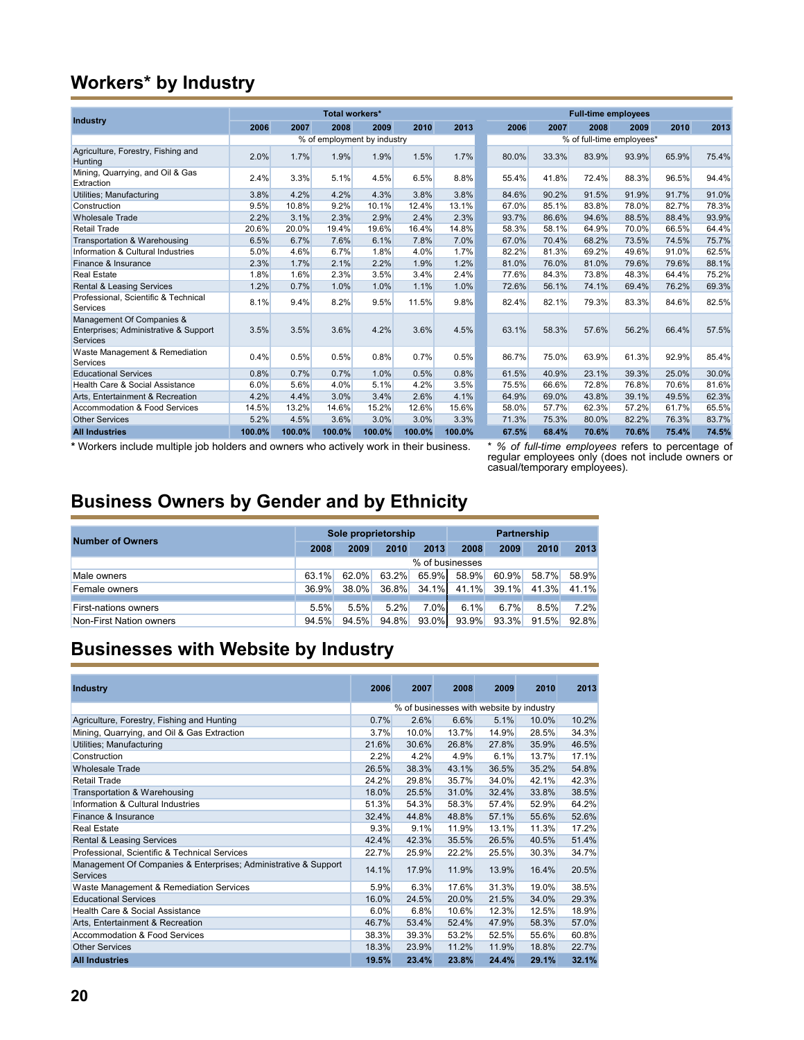## Workers* by Industry

| Industry | Total workers* | | | | | | Full-time employees | | | | | |
|---|---|---|---|---|---|---|---|---|---|---|---|---|
| | 2006 | 2007 | 2008 | 2009 | 2010 | 2013 | 2006 | 2007 | 2008 | 2009 | 2010 | 2013 |
| | % of employment by industry | | | | | | % of full-time employees* | | | | | |
| Agriculture, Forestry, Fishing and Hunting | 2.0% | 1.7% | 1.9% | 1.9% | 1.5% | 1.7% | 80.0% | 33.3% | 83.9% | 93.9% | 65.9% | 75.4% |
| Mining, Quarrying, and Oil & Gas Extraction | 2.4% | 3.3% | 5.1% | 4.5% | 6.5% | 8.8% | 55.4% | 41.8% | 72.4% | 88.3% | 96.5% | 94.4% |
| Utilities; Manufacturing | 3.8% | 4.2% | 4.2% | 4.3% | 3.8% | 3.8% | 84.6% | 90.2% | 91.5% | 91.9% | 91.7% | 91.0% |
| Construction | 9.5% | 10.8% | 9.2% | 10.1% | 12.4% | 13.1% | 67.0% | 85.1% | 83.8% | 78.0% | 82.7% | 78.3% |
| Wholesale Trade | 2.2% | 3.1% | 2.3% | 2.9% | 2.4% | 2.3% | 93.7% | 86.6% | 94.6% | 88.5% | 88.4% | 93.9% |
| Retail Trade | 20.6% | 20.0% | 19.4% | 19.6% | 16.4% | 14.8% | 58.3% | 58.1% | 64.9% | 70.0% | 66.5% | 64.4% |
| Transportation & Warehousing | 6.5% | 6.7% | 7.6% | 6.1% | 7.8% | 7.0% | 67.0% | 70.4% | 68.2% | 73.5% | 74.5% | 75.7% |
| Information & Cultural Industries | 5.0% | 4.6% | 6.7% | 1.8% | 4.0% | 1.7% | 82.2% | 81.3% | 69.2% | 49.6% | 91.0% | 62.5% |
| Finance & Insurance | 2.3% | 1.7% | 2.1% | 2.2% | 1.9% | 1.2% | 81.0% | 76.0% | 81.0% | 79.6% | 79.6% | 88.1% |
| Real Estate | 1.8% | 1.6% | 2.3% | 3.5% | 3.4% | 2.4% | 77.6% | 84.3% | 73.8% | 48.3% | 64.4% | 75.2% |
| Rental & Leasing Services | 1.2% | 0.7% | 1.0% | 1.0% | 1.1% | 1.0% | 72.6% | 56.1% | 74.1% | 69.4% | 76.2% | 69.3% |
| Professional, Scientific & Technical Services | 8.1% | 9.4% | 8.2% | 9.5% | 11.5% | 9.8% | 82.4% | 82.1% | 79.3% | 83.3% | 84.6% | 82.5% |
| Management Of Companies & Enterprises; Administrative & Support Services | 3.5% | 3.5% | 3.6% | 4.2% | 3.6% | 4.5% | 63.1% | 58.3% | 57.6% | 56.2% | 66.4% | 57.5% |
| Waste Management & Remediation Services | 0.4% | 0.5% | 0.5% | 0.8% | 0.7% | 0.5% | 86.7% | 75.0% | 63.9% | 61.3% | 92.9% | 85.4% |
| Educational Services | 0.8% | 0.7% | 0.7% | 1.0% | 0.5% | 0.8% | 61.5% | 40.9% | 23.1% | 39.3% | 25.0% | 30.0% |
| Health Care & Social Assistance | 6.0% | 5.6% | 4.0% | 5.1% | 4.2% | 3.5% | 75.5% | 66.6% | 72.8% | 76.8% | 70.6% | 81.6% |
| Arts, Entertainment & Recreation | 4.2% | 4.4% | 3.0% | 3.4% | 2.6% | 4.1% | 64.9% | 69.0% | 43.8% | 39.1% | 49.5% | 62.3% |
| Accommodation & Food Services | 14.5% | 13.2% | 14.6% | 15.2% | 12.6% | 15.6% | 58.0% | 57.7% | 62.3% | 57.2% | 61.7% | 65.5% |
| Other Services | 5.2% | 4.5% | 3.6% | 3.0% | 3.0% | 3.3% | 71.3% | 75.3% | 80.0% | 82.2% | 76.3% | 83.7% |
| **All Industries** | **100.0%** | **100.0%** | **100.0%** | **100.0%** | **100.0%** | **100.0%** | **67.5%** | **68.4%** | **70.6%** | **70.6%** | **75.4%** | **74.5%** |

**\*** Workers include multiple job holders and owners who actively work in their business.

\* *% of full-time employees* refers to percentage of regular employees only (does not include owners or casual/temporary employees).

## Business Owners by Gender and by Ethnicity

| Number of Owners | Sole proprietorship | | | | Partnership | | | |
|---|---|---|---|---|---|---|---|---|
| | 2008 | 2009 | 2010 | 2013 | 2008 | 2009 | 2010 | 2013 |
| | % of businesses | | | | | | | |
| Male owners | 63.1% | 62.0% | 63.2% | 65.9% | 58.9% | 60.9% | 58.7% | 58.9% |
| Female owners | 36.9% | 38.0% | 36.8% | 34.1% | 41.1% | 39.1% | 41.3% | 41.1% |
| First-nations owners | 5.5% | 5.5% | 5.2% | 7.0% | 6.1% | 6.7% | 8.5% | 7.2% |
| Non-First Nation owners | 94.5% | 94.5% | 94.8% | 93.0% | 93.9% | 93.3% | 91.5% | 92.8% |

## Businesses with Website by Industry

| Industry | 2006 | 2007 | 2008 | 2009 | 2010 | 2013 |
|---|---|---|---|---|---|---|
| | % of businesses with website by industry | | | | | |
| Agriculture, Forestry, Fishing and Hunting | 0.7% | 2.6% | 6.6% | 5.1% | 10.0% | 10.2% |
| Mining, Quarrying, and Oil & Gas Extraction | 3.7% | 10.0% | 13.7% | 14.9% | 28.5% | 34.3% |
| Utilities; Manufacturing | 21.6% | 30.6% | 26.8% | 27.8% | 35.9% | 46.5% |
| Construction | 2.2% | 4.2% | 4.9% | 6.1% | 13.7% | 17.1% |
| Wholesale Trade | 26.5% | 38.3% | 43.1% | 36.5% | 35.2% | 54.8% |
| Retail Trade | 24.2% | 29.8% | 35.7% | 34.0% | 42.1% | 42.3% |
| Transportation & Warehousing | 18.0% | 25.5% | 31.0% | 32.4% | 33.8% | 38.5% |
| Information & Cultural Industries | 51.3% | 54.3% | 58.3% | 57.4% | 52.9% | 64.2% |
| Finance & Insurance | 32.4% | 44.8% | 48.8% | 57.1% | 55.6% | 52.6% |
| Real Estate | 9.3% | 9.1% | 11.9% | 13.1% | 11.3% | 17.2% |
| Rental & Leasing Services | 42.4% | 42.3% | 35.5% | 26.5% | 40.5% | 51.4% |
| Professional, Scientific & Technical Services | 22.7% | 25.9% | 22.2% | 25.5% | 30.3% | 34.7% |
| Management Of Companies & Enterprises; Administrative & Support Services | 14.1% | 17.9% | 11.9% | 13.9% | 16.4% | 20.5% |
| Waste Management & Remediation Services | 5.9% | 6.3% | 17.6% | 31.3% | 19.0% | 38.5% |
| Educational Services | 16.0% | 24.5% | 20.0% | 21.5% | 34.0% | 29.3% |
| Health Care & Social Assistance | 6.0% | 6.8% | 10.6% | 12.3% | 12.5% | 18.9% |
| Arts, Entertainment & Recreation | 46.7% | 53.4% | 52.4% | 47.9% | 58.3% | 57.0% |
| Accommodation & Food Services | 38.3% | 39.3% | 53.2% | 52.5% | 55.6% | 60.8% |
| Other Services | 18.3% | 23.9% | 11.2% | 11.9% | 18.8% | 22.7% |
| **All Industries** | **19.5%** | **23.4%** | **23.8%** | **24.4%** | **29.1%** | **32.1%** |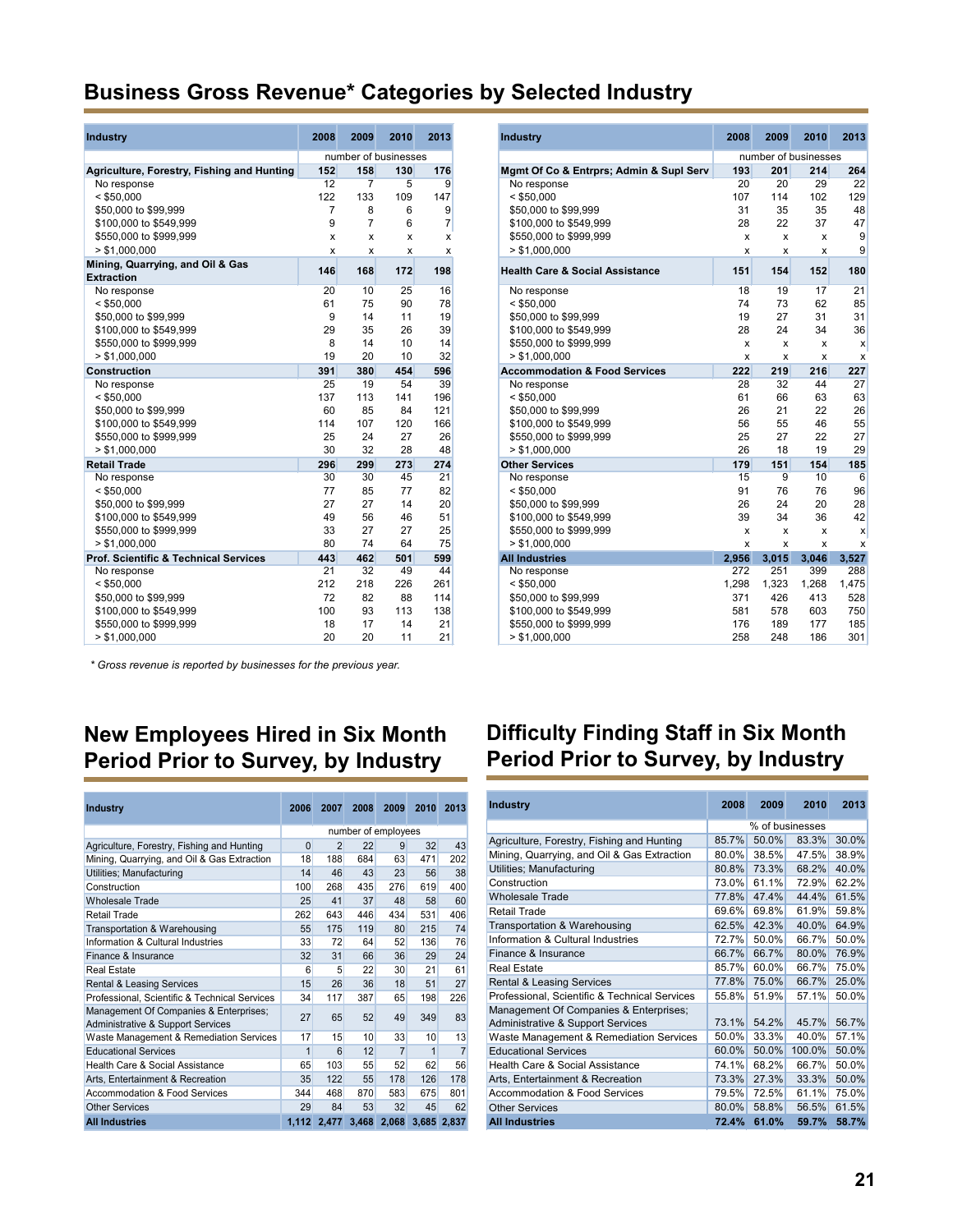## Business Gross Revenue* Categories by Selected Industry

| Industry | 2008 | 2009 | 2010 | 2013 |
|---|---|---|---|---|
| | number of businesses | | | |
| **Agriculture, Forestry, Fishing and Hunting** | **152** | **158** | **130** | **176** |
| No response | 12 | 7 | 5 | 9 |
| < $50,000 | 122 | 133 | 109 | 147 |
| $50,000 to $99,999 | 7 | 8 | 6 | 9 |
| $100,000 to $549,999 | 9 | 7 | 6 | 7 |
| $550,000 to $999,999 | x | x | x | x |
| > $1,000,000 | x | x | x | x |
| **Mining, Quarrying, and Oil & Gas Extraction** | **146** | **168** | **172** | **198** |
| No response | 20 | 10 | 25 | 16 |
| < $50,000 | 61 | 75 | 90 | 78 |
| $50,000 to $99,999 | 9 | 14 | 11 | 19 |
| $100,000 to $549,999 | 29 | 35 | 26 | 39 |
| $550,000 to $999,999 | 8 | 14 | 10 | 14 |
| > $1,000,000 | 19 | 20 | 10 | 32 |
| **Construction** | **391** | **380** | **454** | **596** |
| No response | 25 | 19 | 54 | 39 |
| < $50,000 | 137 | 113 | 141 | 196 |
| $50,000 to $99,999 | 60 | 85 | 84 | 121 |
| $100,000 to $549,999 | 114 | 107 | 120 | 166 |
| $550,000 to $999,999 | 25 | 24 | 27 | 26 |
| > $1,000,000 | 30 | 32 | 28 | 48 |
| **Retail Trade** | **296** | **299** | **273** | **274** |
| No response | 30 | 30 | 45 | 21 |
| < $50,000 | 77 | 85 | 77 | 82 |
| $50,000 to $99,999 | 27 | 27 | 14 | 20 |
| $100,000 to $549,999 | 49 | 56 | 46 | 51 |
| $550,000 to $999,999 | 33 | 27 | 27 | 25 |
| > $1,000,000 | 80 | 74 | 64 | 75 |
| **Prof. Scientific & Technical Services** | **443** | **462** | **501** | **599** |
| No response | 21 | 32 | 49 | 44 |
| < $50,000 | 212 | 218 | 226 | 261 |
| $50,000 to $99,999 | 72 | 82 | 88 | 114 |
| $100,000 to $549,999 | 100 | 93 | 113 | 138 |
| $550,000 to $999,999 | 18 | 17 | 14 | 21 |
| > $1,000,000 | 20 | 20 | 11 | 21 |

| Industry | 2008 | 2009 | 2010 | 2013 |
|---|---|---|---|---|
| | number of businesses | | | |
| **Mgmt Of Co & Entrprs; Admin & Supl Serv** | **193** | **201** | **214** | **264** |
| No response | 20 | 20 | 29 | 22 |
| < $50,000 | 107 | 114 | 102 | 129 |
| $50,000 to $99,999 | 31 | 35 | 35 | 48 |
| $100,000 to $549,999 | 28 | 22 | 37 | 47 |
| $550,000 to $999,999 | x | x | x | 9 |
| > $1,000,000 | x | x | x | 9 |
| **Health Care & Social Assistance** | **151** | **154** | **152** | **180** |
| No response | 18 | 19 | 17 | 21 |
| < $50,000 | 74 | 73 | 62 | 85 |
| $50,000 to $99,999 | 19 | 27 | 31 | 31 |
| $100,000 to $549,999 | 28 | 24 | 34 | 36 |
| $550,000 to $999,999 | x | x | x | x |
| > $1,000,000 | x | x | x | x |
| **Accommodation & Food Services** | **222** | **219** | **216** | **227** |
| No response | 28 | 32 | 44 | 27 |
| < $50,000 | 61 | 66 | 63 | 63 |
| $50,000 to $99,999 | 26 | 21 | 22 | 26 |
| $100,000 to $549,999 | 56 | 55 | 46 | 55 |
| $550,000 to $999,999 | 25 | 27 | 22 | 27 |
| > $1,000,000 | 26 | 18 | 19 | 29 |
| **Other Services** | **179** | **151** | **154** | **185** |
| No response | 15 | 9 | 10 | 6 |
| < $50,000 | 91 | 76 | 76 | 96 |
| $50,000 to $99,999 | 26 | 24 | 20 | 28 |
| $100,000 to $549,999 | 39 | 34 | 36 | 42 |
| $550,000 to $999,999 | x | x | x | x |
| > $1,000,000 | x | x | x | x |
| **All Industries** | **2,956** | **3,015** | **3,046** | **3,527** |
| No response | 272 | 251 | 399 | 288 |
| < $50,000 | 1,298 | 1,323 | 1,268 | 1,475 |
| $50,000 to $99,999 | 371 | 426 | 413 | 528 |
| $100,000 to $549,999 | 581 | 578 | 603 | 750 |
| $550,000 to $999,999 | 176 | 189 | 177 | 185 |
| > $1,000,000 | 258 | 248 | 186 | 301 |

*\* Gross revenue is reported by businesses for the previous year.*

## New Employees Hired in Six Month Period Prior to Survey, by Industry

| Industry | 2006 | 2007 | 2008 | 2009 | 2010 | 2013 |
|---|---|---|---|---|---|---|
| | number of employees | | | | | |
| Agriculture, Forestry, Fishing and Hunting | 0 | 2 | 22 | 9 | 32 | 43 |
| Mining, Quarrying, and Oil & Gas Extraction | 18 | 188 | 684 | 63 | 471 | 202 |
| Utilities; Manufacturing | 14 | 46 | 43 | 23 | 56 | 38 |
| Construction | 100 | 268 | 435 | 276 | 619 | 400 |
| Wholesale Trade | 25 | 41 | 37 | 48 | 58 | 60 |
| Retail Trade | 262 | 643 | 446 | 434 | 531 | 406 |
| Transportation & Warehousing | 55 | 175 | 119 | 80 | 215 | 74 |
| Information & Cultural Industries | 33 | 72 | 64 | 52 | 136 | 76 |
| Finance & Insurance | 32 | 31 | 66 | 36 | 29 | 24 |
| Real Estate | 6 | 5 | 22 | 30 | 21 | 61 |
| Rental & Leasing Services | 15 | 26 | 36 | 18 | 51 | 27 |
| Professional, Scientific & Technical Services | 34 | 117 | 387 | 65 | 198 | 226 |
| Management Of Companies & Enterprises; Administrative & Support Services | 27 | 65 | 52 | 49 | 349 | 83 |
| Waste Management & Remediation Services | 17 | 15 | 10 | 33 | 10 | 13 |
| Educational Services | 1 | 6 | 12 | 7 | 1 | 7 |
| Health Care & Social Assistance | 65 | 103 | 55 | 52 | 62 | 56 |
| Arts, Entertainment & Recreation | 35 | 122 | 55 | 178 | 126 | 178 |
| Accommodation & Food Services | 344 | 468 | 870 | 583 | 675 | 801 |
| Other Services | 29 | 84 | 53 | 32 | 45 | 62 |
| **All Industries** | **1,112** | **2,477** | **3,468** | **2,068** | **3,685** | **2,837** |

## Difficulty Finding Staff in Six Month Period Prior to Survey, by Industry

| Industry | 2008 | 2009 | 2010 | 2013 |
|---|---|---|---|---|
| | % of businesses | | | |
| Agriculture, Forestry, Fishing and Hunting | 85.7% | 50.0% | 83.3% | 30.0% |
| Mining, Quarrying, and Oil & Gas Extraction | 80.0% | 38.5% | 47.5% | 38.9% |
| Utilities; Manufacturing | 80.8% | 73.3% | 68.2% | 40.0% |
| Construction | 73.0% | 61.1% | 72.9% | 62.2% |
| Wholesale Trade | 77.8% | 47.4% | 44.4% | 61.5% |
| Retail Trade | 69.6% | 69.8% | 61.9% | 59.8% |
| Transportation & Warehousing | 62.5% | 42.3% | 40.0% | 64.9% |
| Information & Cultural Industries | 72.7% | 50.0% | 66.7% | 50.0% |
| Finance & Insurance | 66.7% | 66.7% | 80.0% | 76.9% |
| Real Estate | 85.7% | 60.0% | 66.7% | 75.0% |
| Rental & Leasing Services | 77.8% | 75.0% | 66.7% | 25.0% |
| Professional, Scientific & Technical Services | 55.8% | 51.9% | 57.1% | 50.0% |
| Management Of Companies & Enterprises; Administrative & Support Services | 73.1% | 54.2% | 45.7% | 56.7% |
| Waste Management & Remediation Services | 50.0% | 33.3% | 40.0% | 57.1% |
| Educational Services | 60.0% | 50.0% | 100.0% | 50.0% |
| Health Care & Social Assistance | 74.1% | 68.2% | 66.7% | 50.0% |
| Arts, Entertainment & Recreation | 73.3% | 27.3% | 33.3% | 50.0% |
| Accommodation & Food Services | 79.5% | 72.5% | 61.1% | 75.0% |
| Other Services | 80.0% | 58.8% | 56.5% | 61.5% |
| **All Industries** | **72.4%** | **61.0%** | **59.7%** | **58.7%** |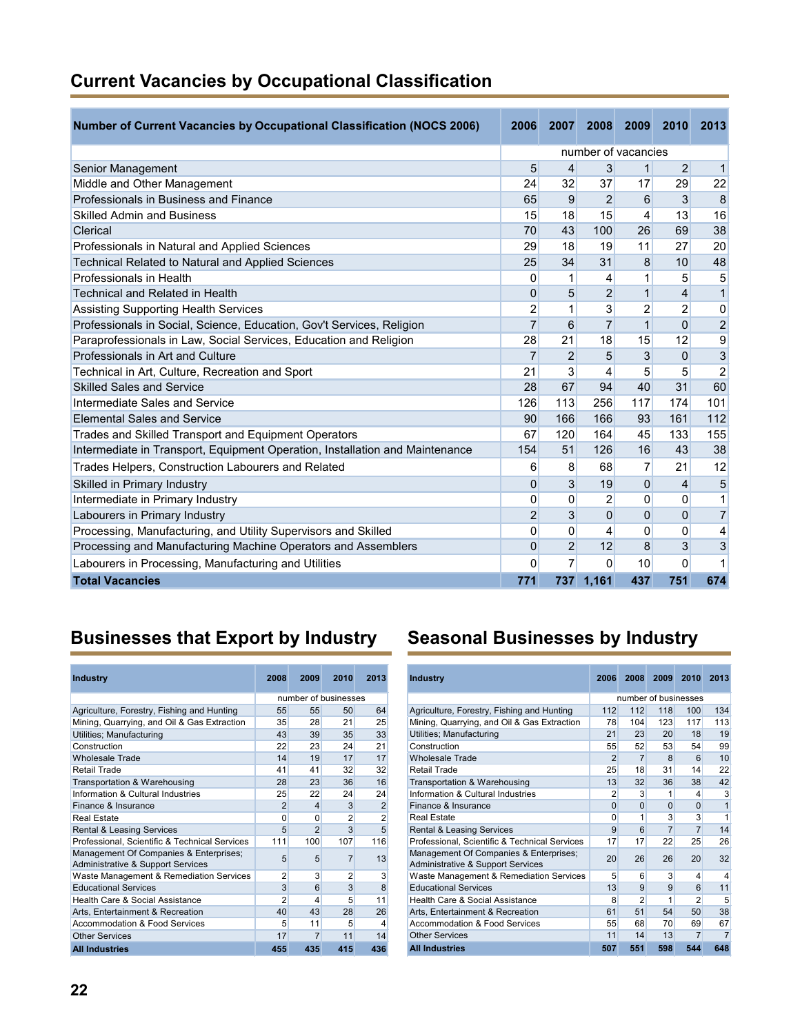## Current Vacancies by Occupational Classification

| Number of Current Vacancies by Occupational Classification (NOCS 2006) | 2006 | 2007 | 2008 | 2009 | 2010 | 2013 |
|---|---|---|---|---|---|---|
| | number of vacancies | | | | | |
| Senior Management | 5 | 4 | 3 | 1 | 2 | 1 |
| Middle and Other Management | 24 | 32 | 37 | 17 | 29 | 22 |
| Professionals in Business and Finance | 65 | 9 | 2 | 6 | 3 | 8 |
| Skilled Admin and Business | 15 | 18 | 15 | 4 | 13 | 16 |
| Clerical | 70 | 43 | 100 | 26 | 69 | 38 |
| Professionals in Natural and Applied Sciences | 29 | 18 | 19 | 11 | 27 | 20 |
| Technical Related to Natural and Applied Sciences | 25 | 34 | 31 | 8 | 10 | 48 |
| Professionals in Health | 0 | 1 | 4 | 1 | 5 | 5 |
| Technical and Related in Health | 0 | 5 | 2 | 1 | 4 | 1 |
| Assisting Supporting Health Services | 2 | 1 | 3 | 2 | 2 | 0 |
| Professionals in Social, Science, Education, Gov't Services, Religion | 7 | 6 | 7 | 1 | 0 | 2 |
| Paraprofessionals in Law, Social Services, Education and Religion | 28 | 21 | 18 | 15 | 12 | 9 |
| Professionals in Art and Culture | 7 | 2 | 5 | 3 | 0 | 3 |
| Technical in Art, Culture, Recreation and Sport | 21 | 3 | 4 | 5 | 5 | 2 |
| Skilled Sales and Service | 28 | 67 | 94 | 40 | 31 | 60 |
| Intermediate Sales and Service | 126 | 113 | 256 | 117 | 174 | 101 |
| Elemental Sales and Service | 90 | 166 | 166 | 93 | 161 | 112 |
| Trades and Skilled Transport and Equipment Operators | 67 | 120 | 164 | 45 | 133 | 155 |
| Intermediate in Transport, Equipment Operation, Installation and Maintenance | 154 | 51 | 126 | 16 | 43 | 38 |
| Trades Helpers, Construction Labourers and Related | 6 | 8 | 68 | 7 | 21 | 12 |
| Skilled in Primary Industry | 0 | 3 | 19 | 0 | 4 | 5 |
| Intermediate in Primary Industry | 0 | 0 | 2 | 0 | 0 | 1 |
| Labourers in Primary Industry | 2 | 3 | 0 | 0 | 0 | 7 |
| Processing, Manufacturing, and Utility Supervisors and Skilled | 0 | 0 | 4 | 0 | 0 | 4 |
| Processing and Manufacturing Machine Operators and Assemblers | 0 | 2 | 12 | 8 | 3 | 3 |
| Labourers in Processing, Manufacturing and Utilities | 0 | 7 | 0 | 10 | 0 | 1 |
| **Total Vacancies** | **771** | **737** | **1,161** | **437** | **751** | **674** |

## Businesses that Export by Industry

| Industry | 2008 | 2009 | 2010 | 2013 |
|---|---|---|---|---|
| | number of businesses | | | |
| Agriculture, Forestry, Fishing and Hunting | 55 | 55 | 50 | 64 |
| Mining, Quarrying, and Oil & Gas Extraction | 35 | 28 | 21 | 25 |
| Utilities; Manufacturing | 43 | 39 | 35 | 33 |
| Construction | 22 | 23 | 24 | 21 |
| Wholesale Trade | 14 | 19 | 17 | 17 |
| Retail Trade | 41 | 41 | 32 | 32 |
| Transportation & Warehousing | 28 | 23 | 36 | 16 |
| Information & Cultural Industries | 25 | 22 | 24 | 24 |
| Finance & Insurance | 2 | 4 | 3 | 2 |
| Real Estate | 0 | 0 | 2 | 2 |
| Rental & Leasing Services | 5 | 2 | 3 | 5 |
| Professional, Scientific & Technical Services | 111 | 100 | 107 | 116 |
| Management Of Companies & Enterprises; Administrative & Support Services | 5 | 5 | 7 | 13 |
| Waste Management & Remediation Services | 2 | 3 | 2 | 3 |
| Educational Services | 3 | 6 | 3 | 8 |
| Health Care & Social Assistance | 2 | 4 | 5 | 11 |
| Arts, Entertainment & Recreation | 40 | 43 | 28 | 26 |
| Accommodation & Food Services | 5 | 11 | 5 | 4 |
| Other Services | 17 | 7 | 11 | 14 |
| **All Industries** | **455** | **435** | **415** | **436** |

## Seasonal Businesses by Industry

| Industry | 2006 | 2008 | 2009 | 2010 | 2013 |
|---|---|---|---|---|---|
| | number of businesses | | | | |
| Agriculture, Forestry, Fishing and Hunting | 112 | 112 | 118 | 100 | 134 |
| Mining, Quarrying, and Oil & Gas Extraction | 78 | 104 | 123 | 117 | 113 |
| Utilities; Manufacturing | 21 | 23 | 20 | 18 | 19 |
| Construction | 55 | 52 | 53 | 54 | 99 |
| Wholesale Trade | 2 | 7 | 8 | 6 | 10 |
| Retail Trade | 25 | 18 | 31 | 14 | 22 |
| Transportation & Warehousing | 13 | 32 | 36 | 38 | 42 |
| Information & Cultural Industries | 2 | 3 | 1 | 4 | 3 |
| Finance & Insurance | 0 | 0 | 0 | 0 | 1 |
| Real Estate | 0 | 1 | 3 | 3 | 1 |
| Rental & Leasing Services | 9 | 6 | 7 | 7 | 14 |
| Professional, Scientific & Technical Services | 17 | 17 | 22 | 25 | 26 |
| Management Of Companies & Enterprises; Administrative & Support Services | 20 | 26 | 26 | 20 | 32 |
| Waste Management & Remediation Services | 5 | 6 | 3 | 4 | 4 |
| Educational Services | 13 | 9 | 9 | 6 | 11 |
| Health Care & Social Assistance | 8 | 2 | 1 | 2 | 5 |
| Arts, Entertainment & Recreation | 61 | 51 | 54 | 50 | 38 |
| Accommodation & Food Services | 55 | 68 | 70 | 69 | 67 |
| Other Services | 11 | 14 | 13 | 7 | 7 |
| **All Industries** | **507** | **551** | **598** | **544** | **648** |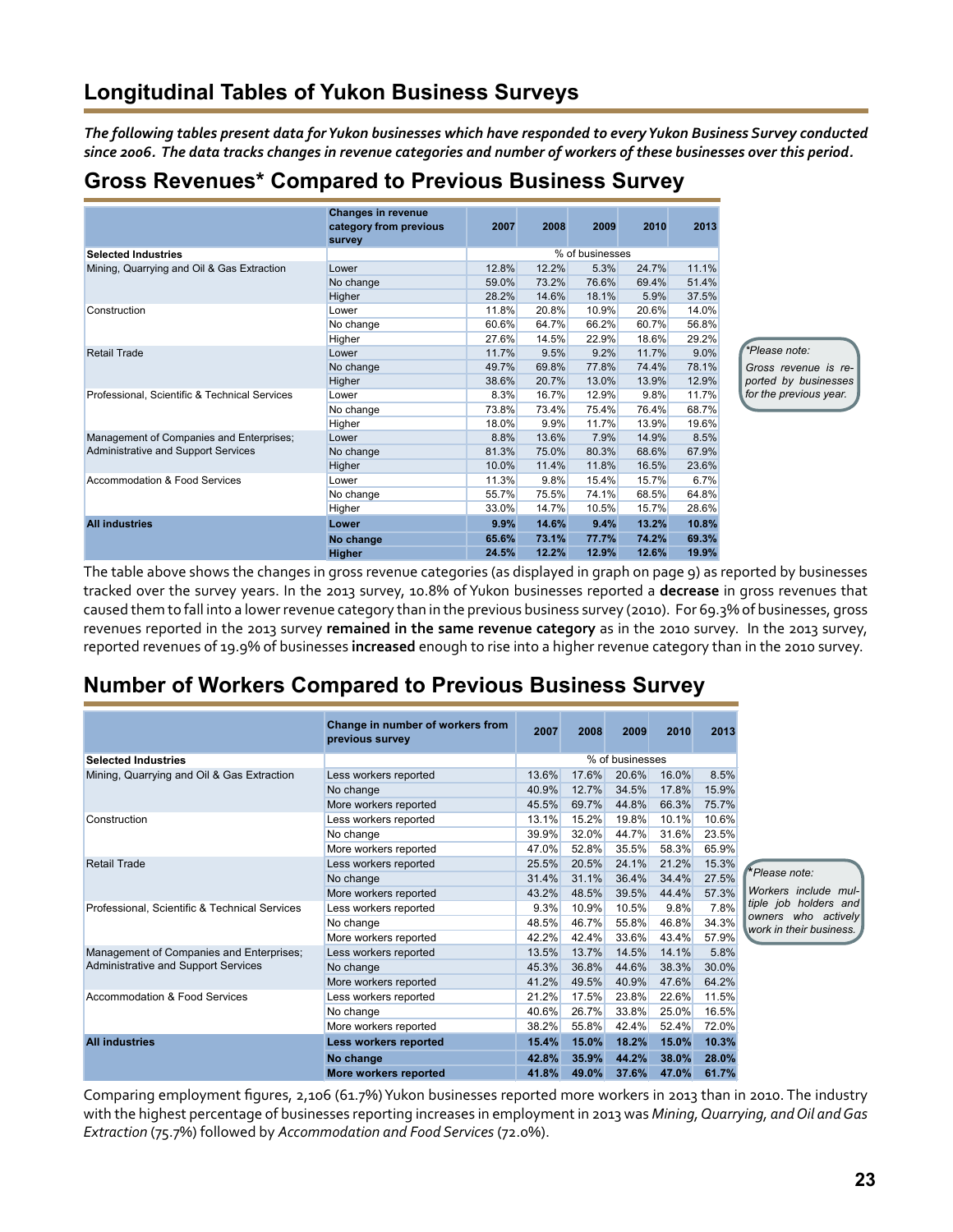## Longitudinal Tables of Yukon Business Surveys

***The following tables present data for Yukon businesses which have responded to every Yukon Business Survey conducted since 2006. The data tracks changes in revenue categories and number of workers of these businesses over this period.***

## Gross Revenues* Compared to Previous Business Survey

| | Changes in revenue category from previous survey | 2007 | 2008 | 2009 | 2010 | 2013 |
|---|---|---|---|---|---|---|
| **Selected Industries** | | % of businesses | | | | |
| Mining, Quarrying and Oil & Gas Extraction | Lower | 12.8% | 12.2% | 5.3% | 24.7% | 11.1% |
| | No change | 59.0% | 73.2% | 76.6% | 69.4% | 51.4% |
| | Higher | 28.2% | 14.6% | 18.1% | 5.9% | 37.5% |
| Construction | Lower | 11.8% | 20.8% | 10.9% | 20.6% | 14.0% |
| | No change | 60.6% | 64.7% | 66.2% | 60.7% | 56.8% |
| | Higher | 27.6% | 14.5% | 22.9% | 18.6% | 29.2% |
| Retail Trade | Lower | 11.7% | 9.5% | 9.2% | 11.7% | 9.0% |
| | No change | 49.7% | 69.8% | 77.8% | 74.4% | 78.1% |
| | Higher | 38.6% | 20.7% | 13.0% | 13.9% | 12.9% |
| Professional, Scientific & Technical Services | Lower | 8.3% | 16.7% | 12.9% | 9.8% | 11.7% |
| | No change | 73.8% | 73.4% | 75.4% | 76.4% | 68.7% |
| | Higher | 18.0% | 9.9% | 11.7% | 13.9% | 19.6% |
| Management of Companies and Enterprises; Administrative and Support Services | Lower | 8.8% | 13.6% | 7.9% | 14.9% | 8.5% |
| | No change | 81.3% | 75.0% | 80.3% | 68.6% | 67.9% |
| | Higher | 10.0% | 11.4% | 11.8% | 16.5% | 23.6% |
| Accommodation & Food Services | Lower | 11.3% | 9.8% | 15.4% | 15.7% | 6.7% |
| | No change | 55.7% | 75.5% | 74.1% | 68.5% | 64.8% |
| | Higher | 33.0% | 14.7% | 10.5% | 15.7% | 28.6% |
| **All industries** | **Lower** | **9.9%** | **14.6%** | **9.4%** | **13.2%** | **10.8%** |
| | **No change** | **65.6%** | **73.1%** | **77.7%** | **74.2%** | **69.3%** |
| | **Higher** | **24.5%** | **12.2%** | **12.9%** | **12.6%** | **19.9%** |

*\*Please note: Gross revenue is reported by businesses for the previous year.*

The table above shows the changes in gross revenue categories (as displayed in graph on page 9) as reported by businesses tracked over the survey years. In the 2013 survey, 10.8% of Yukon businesses reported a **decrease** in gross revenues that caused them to fall into a lower revenue category than in the previous business survey (2010). For 69.3% of businesses, gross revenues reported in the 2013 survey **remained in the same revenue category** as in the 2010 survey. In the 2013 survey, reported revenues of 19.9% of businesses **increased** enough to rise into a higher revenue category than in the 2010 survey.

## Number of Workers Compared to Previous Business Survey

| | Change in number of workers from previous survey | 2007 | 2008 | 2009 | 2010 | 2013 |
|---|---|---|---|---|---|---|
| **Selected Industries** | | % of businesses | | | | |
| Mining, Quarrying and Oil & Gas Extraction | Less workers reported | 13.6% | 17.6% | 20.6% | 16.0% | 8.5% |
| | No change | 40.9% | 12.7% | 34.5% | 17.8% | 15.9% |
| | More workers reported | 45.5% | 69.7% | 44.8% | 66.3% | 75.7% |
| Construction | Less workers reported | 13.1% | 15.2% | 19.8% | 10.1% | 10.6% |
| | No change | 39.9% | 32.0% | 44.7% | 31.6% | 23.5% |
| | More workers reported | 47.0% | 52.8% | 35.5% | 58.3% | 65.9% |
| Retail Trade | Less workers reported | 25.5% | 20.5% | 24.1% | 21.2% | 15.3% |
| | No change | 31.4% | 31.1% | 36.4% | 34.4% | 27.5% |
| | More workers reported | 43.2% | 48.5% | 39.5% | 44.4% | 57.3% |
| Professional, Scientific & Technical Services | Less workers reported | 9.3% | 10.9% | 10.5% | 9.8% | 7.8% |
| | No change | 48.5% | 46.7% | 55.8% | 46.8% | 34.3% |
| | More workers reported | 42.2% | 42.4% | 33.6% | 43.4% | 57.9% |
| Management of Companies and Enterprises; Administrative and Support Services | Less workers reported | 13.5% | 13.7% | 14.5% | 14.1% | 5.8% |
| | No change | 45.3% | 36.8% | 44.6% | 38.3% | 30.0% |
| | More workers reported | 41.2% | 49.5% | 40.9% | 47.6% | 64.2% |
| Accommodation & Food Services | Less workers reported | 21.2% | 17.5% | 23.8% | 22.6% | 11.5% |
| | No change | 40.6% | 26.7% | 33.8% | 25.0% | 16.5% |
| | More workers reported | 38.2% | 55.8% | 42.4% | 52.4% | 72.0% |
| **All industries** | **Less workers reported** | **15.4%** | **15.0%** | **18.2%** | **15.0%** | **10.3%** |
| | **No change** | **42.8%** | **35.9%** | **44.2%** | **38.0%** | **28.0%** |
| | **More workers reported** | **41.8%** | **49.0%** | **37.6%** | **47.0%** | **61.7%** |

*\*Please note: Workers include multiple job holders and owners who actively work in their business.*

Comparing employment figures, 2,106 (61.7%) Yukon businesses reported more workers in 2013 than in 2010. The industry with the highest percentage of businesses reporting increases in employment in 2013 was *Mining, Quarrying, and Oil and Gas Extraction* (75.7%) followed by *Accommodation and Food Services* (72.0%).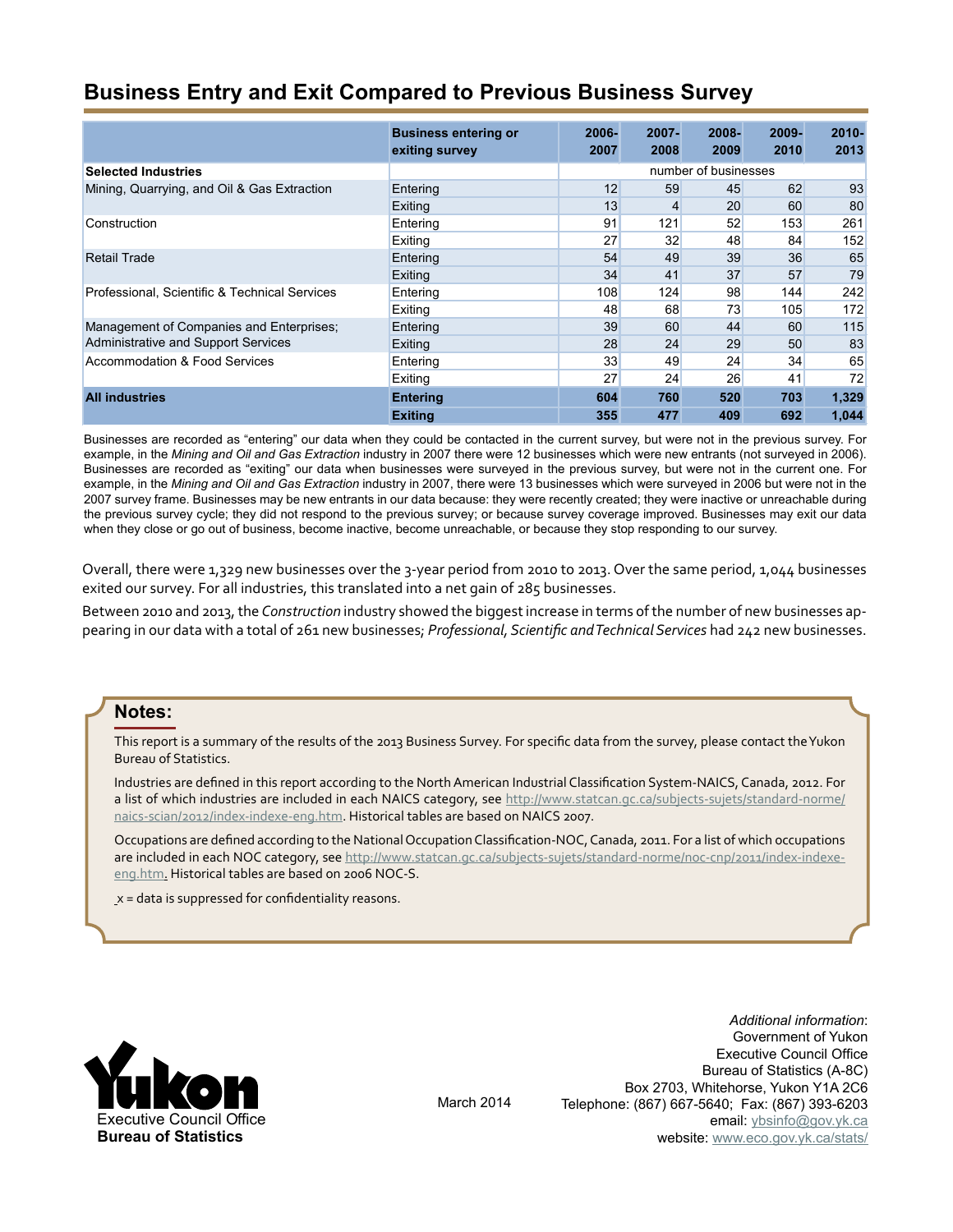## Business Entry and Exit Compared to Previous Business Survey

| | Business entering or exiting survey | 2006-2007 | 2007-2008 | 2008-2009 | 2009-2010 | 2010-2013 |
|---|---|---|---|---|---|---|
| **Selected Industries** | | number of businesses | | | | |
| Mining, Quarrying, and Oil & Gas Extraction | Entering | 12 | 59 | 45 | 62 | 93 |
| | Exiting | 13 | 4 | 20 | 60 | 80 |
| Construction | Entering | 91 | 121 | 52 | 153 | 261 |
| | Exiting | 27 | 32 | 48 | 84 | 152 |
| Retail Trade | Entering | 54 | 49 | 39 | 36 | 65 |
| | Exiting | 34 | 41 | 37 | 57 | 79 |
| Professional, Scientific & Technical Services | Entering | 108 | 124 | 98 | 144 | 242 |
| | Exiting | 48 | 68 | 73 | 105 | 172 |
| Management of Companies and Enterprises; Administrative and Support Services | Entering | 39 | 60 | 44 | 60 | 115 |
| | Exiting | 28 | 24 | 29 | 50 | 83 |
| Accommodation & Food Services | Entering | 33 | 49 | 24 | 34 | 65 |
| | Exiting | 27 | 24 | 26 | 41 | 72 |
| **All industries** | **Entering** | **604** | **760** | **520** | **703** | **1,329** |
| | **Exiting** | **355** | **477** | **409** | **692** | **1,044** |

Businesses are recorded as "entering" our data when they could be contacted in the current survey, but were not in the previous survey. For example, in the *Mining and Oil and Gas Extraction* industry in 2007 there were 12 businesses which were new entrants (not surveyed in 2006). Businesses are recorded as "exiting" our data when businesses were surveyed in the previous survey, but were not in the current one. For example, in the *Mining and Oil and Gas Extraction* industry in 2007, there were 13 businesses which were surveyed in 2006 but were not in the 2007 survey frame. Businesses may be new entrants in our data because: they were recently created; they were inactive or unreachable during the previous survey cycle; they did not respond to the previous survey; or because survey coverage improved. Businesses may exit our data when they close or go out of business, become inactive, become unreachable, or because they stop responding to our survey.

Overall, there were 1,329 new businesses over the 3-year period from 2010 to 2013. Over the same period, 1,044 businesses exited our survey. For all industries, this translated into a net gain of 285 businesses.

Between 2010 and 2013, the *Construction* industry showed the biggest increase in terms of the number of new businesses appearing in our data with a total of 261 new businesses; *Professional, Scientific and Technical Services* had 242 new businesses.

### Notes:

This report is a summary of the results of the 2013 Business Survey. For specific data from the survey, please contact the Yukon Bureau of Statistics.

Industries are defined in this report according to the North American Industrial Classification System-NAICS, Canada, 2012. For a list of which industries are included in each NAICS category, see http://www.statcan.gc.ca/subjects-sujets/standard-norme/naics-scian/2012/index-indexe-eng.htm. Historical tables are based on NAICS 2007.

Occupations are defined according to the National Occupation Classification-NOC, Canada, 2011. For a list of which occupations are included in each NOC category, see http://www.statcan.gc.ca/subjects-sujets/standard-norme/noc-cnp/2011/index-indexe-eng.htm. Historical tables are based on 2006 NOC-S.

x = data is suppressed for confidentiality reasons.

Yukon
Executive Council Office
**Bureau of Statistics**

March 2014

*Additional information*:
Government of Yukon
Executive Council Office
Bureau of Statistics (A-8C)
Box 2703, Whitehorse, Yukon Y1A 2C6
Telephone: (867) 667-5640; Fax: (867) 393-6203
email: ybsinfo@gov.yk.ca
website: www.eco.gov.yk.ca/stats/